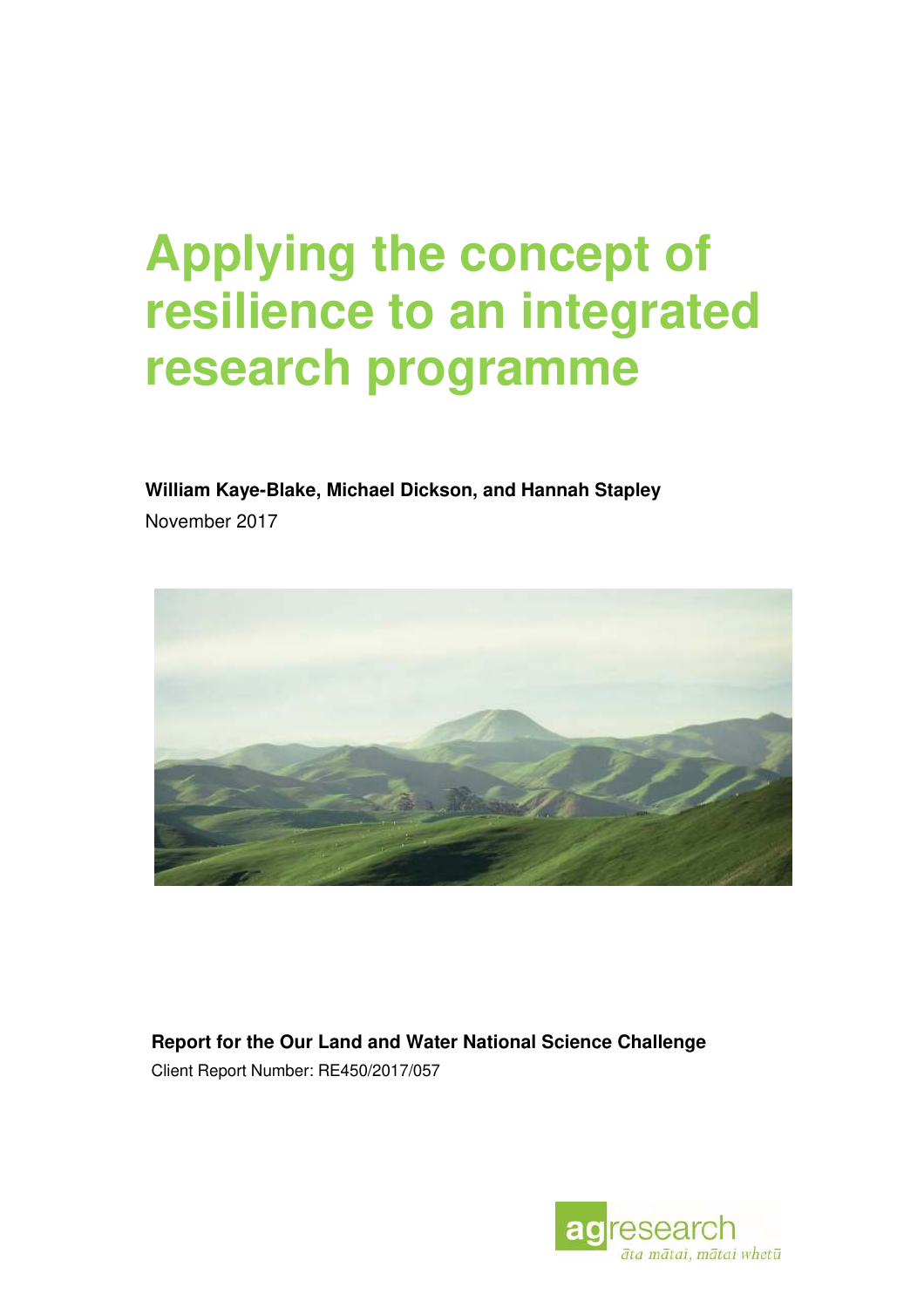# Applying the concept of resilience to an integrated research programme

**William Kaye-Blake, Michael Dickson, and Hannah Stapley**

November 2017

**Report for the Our Land and Water National Science Challenge**

Client Report Number: RE450/2017/057

agresearch

*āta mātai, mātai whetū*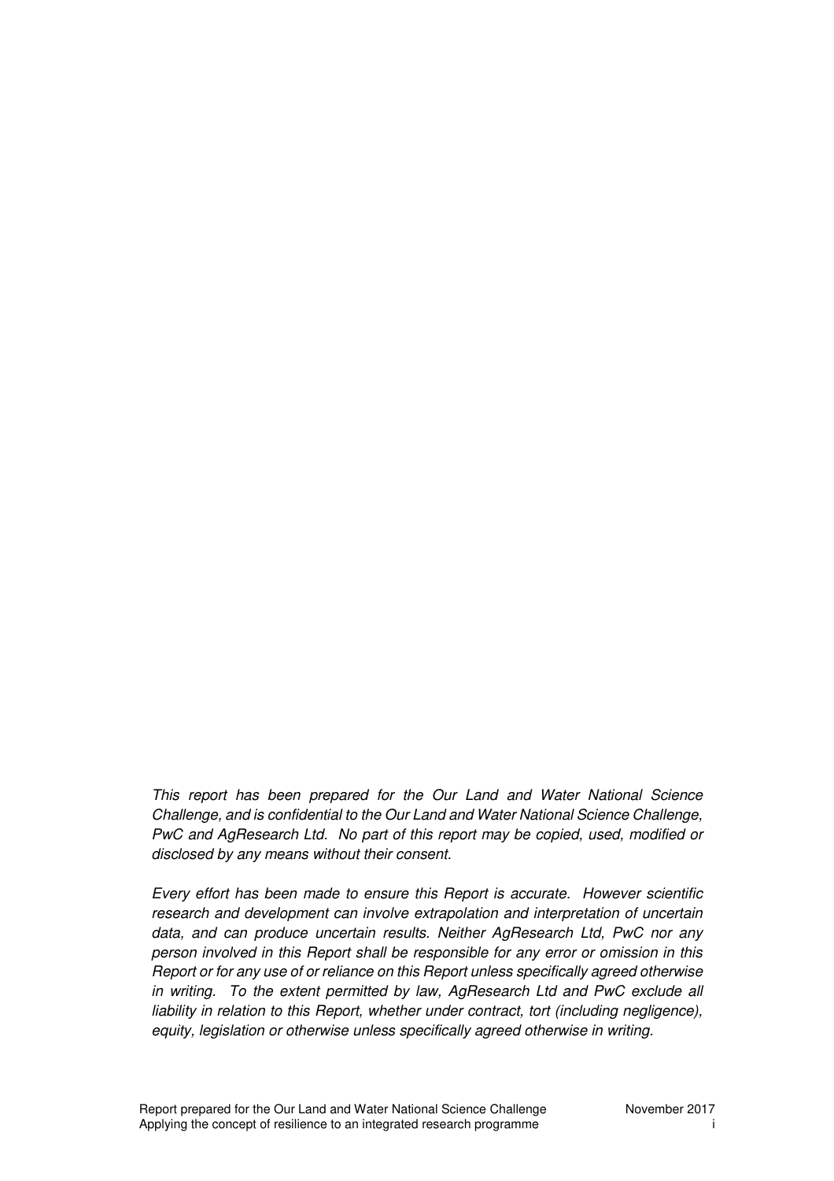*This report has been prepared for the Our Land and Water National Science Challenge, and is confidential to the Our Land and Water National Science Challenge, PwC and AgResearch Ltd. No part of this report may be copied, used, modified or disclosed by any means without their consent.*

*Every effort has been made to ensure this Report is accurate. However scientific research and development can involve extrapolation and interpretation of uncertain data, and can produce uncertain results. Neither AgResearch Ltd, PwC nor any person involved in this Report shall be responsible for any error or omission in this Report or for any use of or reliance on this Report unless specifically agreed otherwise in writing. To the extent permitted by law, AgResearch Ltd and PwC exclude all liability in relation to this Report, whether under contract, tort (including negligence), equity, legislation or otherwise unless specifically agreed otherwise in writing.*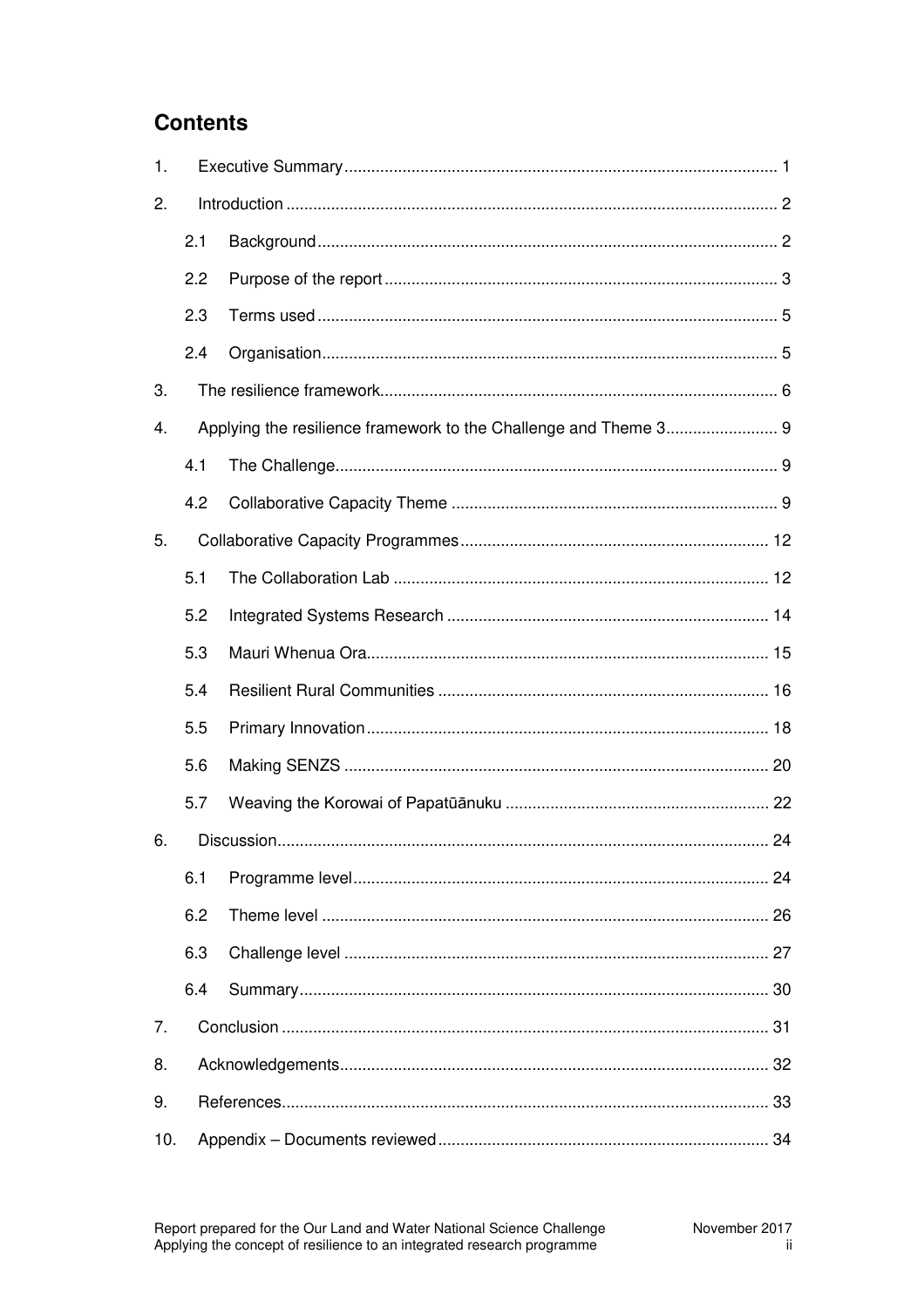# Contents

| | | |
|---|---|---|
| 1. | Executive Summary | 1 |
| 2. | Introduction | 2 |
| | 2.1 Background | 2 |
| | 2.2 Purpose of the report | 3 |
| | 2.3 Terms used | 5 |
| | 2.4 Organisation | 5 |
| 3. | The resilience framework | 6 |
| 4. | Applying the resilience framework to the Challenge and Theme 3 | 9 |
| | 4.1 The Challenge | 9 |
| | 4.2 Collaborative Capacity Theme | 9 |
| 5. | Collaborative Capacity Programmes | 12 |
| | 5.1 The Collaboration Lab | 12 |
| | 5.2 Integrated Systems Research | 14 |
| | 5.3 Mauri Whenua Ora | 15 |
| | 5.4 Resilient Rural Communities | 16 |
| | 5.5 Primary Innovation | 18 |
| | 5.6 Making SENZS | 20 |
| | 5.7 Weaving the Korowai of Papatūānuku | 22 |
| 6. | Discussion | 24 |
| | 6.1 Programme level | 24 |
| | 6.2 Theme level | 26 |
| | 6.3 Challenge level | 27 |
| | 6.4 Summary | 30 |
| 7. | Conclusion | 31 |
| 8. | Acknowledgements | 32 |
| 9. | References | 33 |
| 10. | Appendix – Documents reviewed | 34 |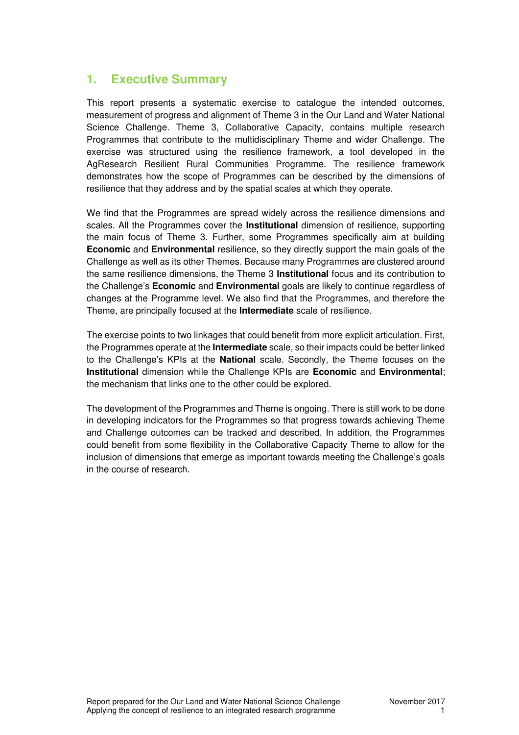# 1. Executive Summary

This report presents a systematic exercise to catalogue the intended outcomes, measurement of progress and alignment of Theme 3 in the Our Land and Water National Science Challenge. Theme 3, Collaborative Capacity, contains multiple research Programmes that contribute to the multidisciplinary Theme and wider Challenge. The exercise was structured using the resilience framework, a tool developed in the AgResearch Resilient Rural Communities Programme. The resilience framework demonstrates how the scope of Programmes can be described by the dimensions of resilience that they address and by the spatial scales at which they operate.

We find that the Programmes are spread widely across the resilience dimensions and scales. All the Programmes cover the **Institutional** dimension of resilience, supporting the main focus of Theme 3. Further, some Programmes specifically aim at building **Economic** and **Environmental** resilience, so they directly support the main goals of the Challenge as well as its other Themes. Because many Programmes are clustered around the same resilience dimensions, the Theme 3 **Institutional** focus and its contribution to the Challenge's **Economic** and **Environmental** goals are likely to continue regardless of changes at the Programme level. We also find that the Programmes, and therefore the Theme, are principally focused at the **Intermediate** scale of resilience.

The exercise points to two linkages that could benefit from more explicit articulation. First, the Programmes operate at the **Intermediate** scale, so their impacts could be better linked to the Challenge's KPIs at the **National** scale. Secondly, the Theme focuses on the **Institutional** dimension while the Challenge KPIs are **Economic** and **Environmental**; the mechanism that links one to the other could be explored.

The development of the Programmes and Theme is ongoing. There is still work to be done in developing indicators for the Programmes so that progress towards achieving Theme and Challenge outcomes can be tracked and described. In addition, the Programmes could benefit from some flexibility in the Collaborative Capacity Theme to allow for the inclusion of dimensions that emerge as important towards meeting the Challenge's goals in the course of research.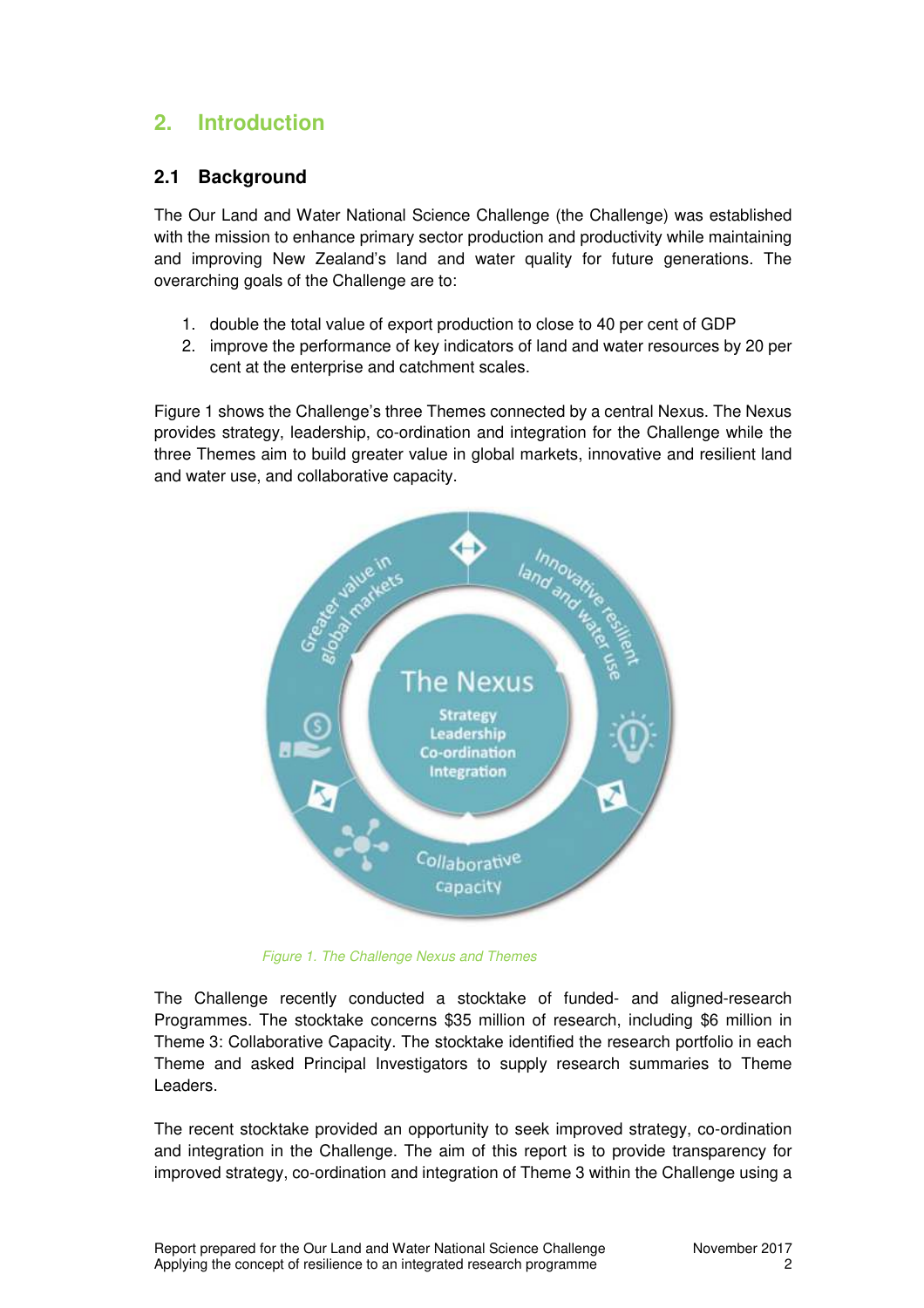## 2. Introduction

### 2.1 Background

The Our Land and Water National Science Challenge (the Challenge) was established with the mission to enhance primary sector production and productivity while maintaining and improving New Zealand's land and water quality for future generations. The overarching goals of the Challenge are to:

1. double the total value of export production to close to 40 per cent of GDP
2. improve the performance of key indicators of land and water resources by 20 per cent at the enterprise and catchment scales.

Figure 1 shows the Challenge's three Themes connected by a central Nexus. The Nexus provides strategy, leadership, co-ordination and integration for the Challenge while the three Themes aim to build greater value in global markets, innovative and resilient land and water use, and collaborative capacity.

*Figure 1. The Challenge Nexus and Themes*

The Challenge recently conducted a stocktake of funded- and aligned-research Programmes. The stocktake concerns $35 million of research, including $6 million in Theme 3: Collaborative Capacity. The stocktake identified the research portfolio in each Theme and asked Principal Investigators to supply research summaries to Theme Leaders.

The recent stocktake provided an opportunity to seek improved strategy, co-ordination and integration in the Challenge. The aim of this report is to provide transparency for improved strategy, co-ordination and integration of Theme 3 within the Challenge using a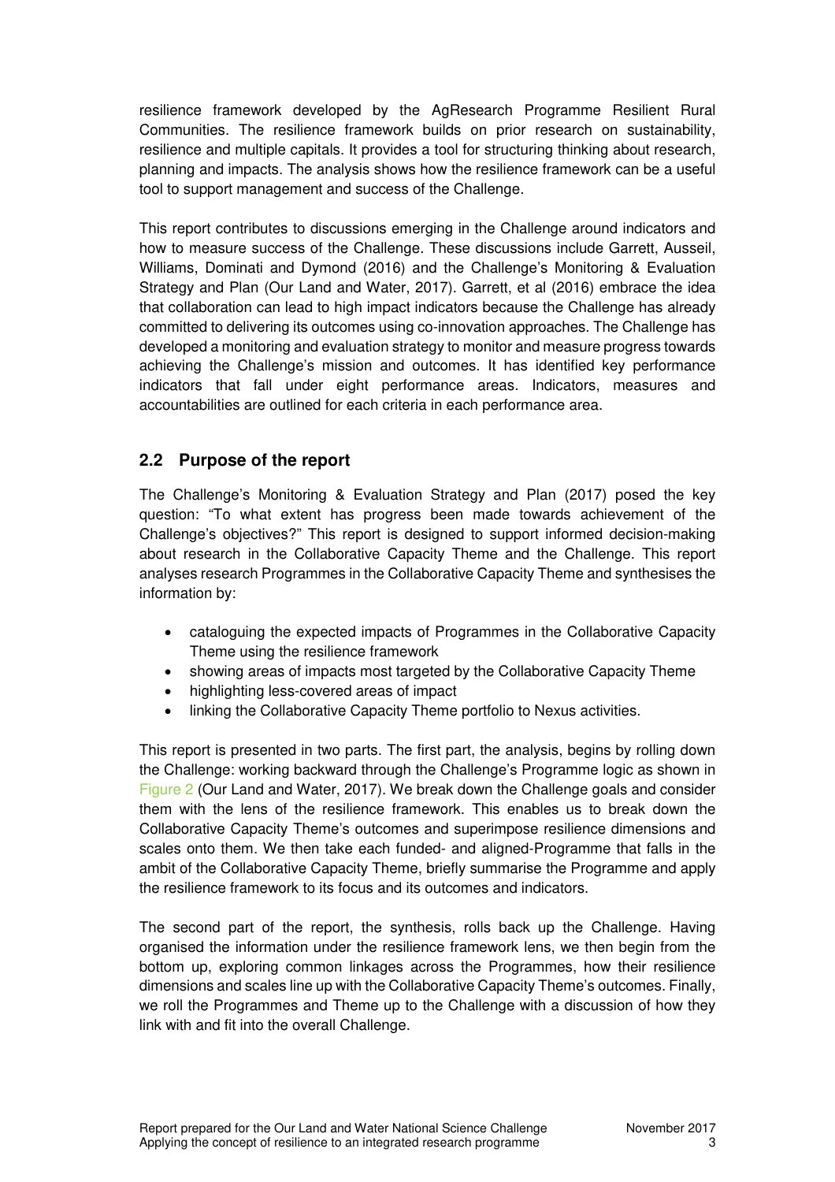resilience framework developed by the AgResearch Programme Resilient Rural Communities. The resilience framework builds on prior research on sustainability, resilience and multiple capitals. It provides a tool for structuring thinking about research, planning and impacts. The analysis shows how the resilience framework can be a useful tool to support management and success of the Challenge.

This report contributes to discussions emerging in the Challenge around indicators and how to measure success of the Challenge. These discussions include Garrett, Ausseil, Williams, Dominati and Dymond (2016) and the Challenge's Monitoring & Evaluation Strategy and Plan (Our Land and Water, 2017). Garrett, et al (2016) embrace the idea that collaboration can lead to high impact indicators because the Challenge has already committed to delivering its outcomes using co-innovation approaches. The Challenge has developed a monitoring and evaluation strategy to monitor and measure progress towards achieving the Challenge's mission and outcomes. It has identified key performance indicators that fall under eight performance areas. Indicators, measures and accountabilities are outlined for each criteria in each performance area.

## 2.2 Purpose of the report

The Challenge's Monitoring & Evaluation Strategy and Plan (2017) posed the key question: "To what extent has progress been made towards achievement of the Challenge's objectives?" This report is designed to support informed decision-making about research in the Collaborative Capacity Theme and the Challenge. This report analyses research Programmes in the Collaborative Capacity Theme and synthesises the information by:

- cataloguing the expected impacts of Programmes in the Collaborative Capacity Theme using the resilience framework
- showing areas of impacts most targeted by the Collaborative Capacity Theme
- highlighting less-covered areas of impact
- linking the Collaborative Capacity Theme portfolio to Nexus activities.

This report is presented in two parts. The first part, the analysis, begins by rolling down the Challenge: working backward through the Challenge's Programme logic as shown in Figure 2 (Our Land and Water, 2017). We break down the Challenge goals and consider them with the lens of the resilience framework. This enables us to break down the Collaborative Capacity Theme's outcomes and superimpose resilience dimensions and scales onto them. We then take each funded- and aligned-Programme that falls in the ambit of the Collaborative Capacity Theme, briefly summarise the Programme and apply the resilience framework to its focus and its outcomes and indicators.

The second part of the report, the synthesis, rolls back up the Challenge. Having organised the information under the resilience framework lens, we then begin from the bottom up, exploring common linkages across the Programmes, how their resilience dimensions and scales line up with the Collaborative Capacity Theme's outcomes. Finally, we roll the Programmes and Theme up to the Challenge with a discussion of how they link with and fit into the overall Challenge.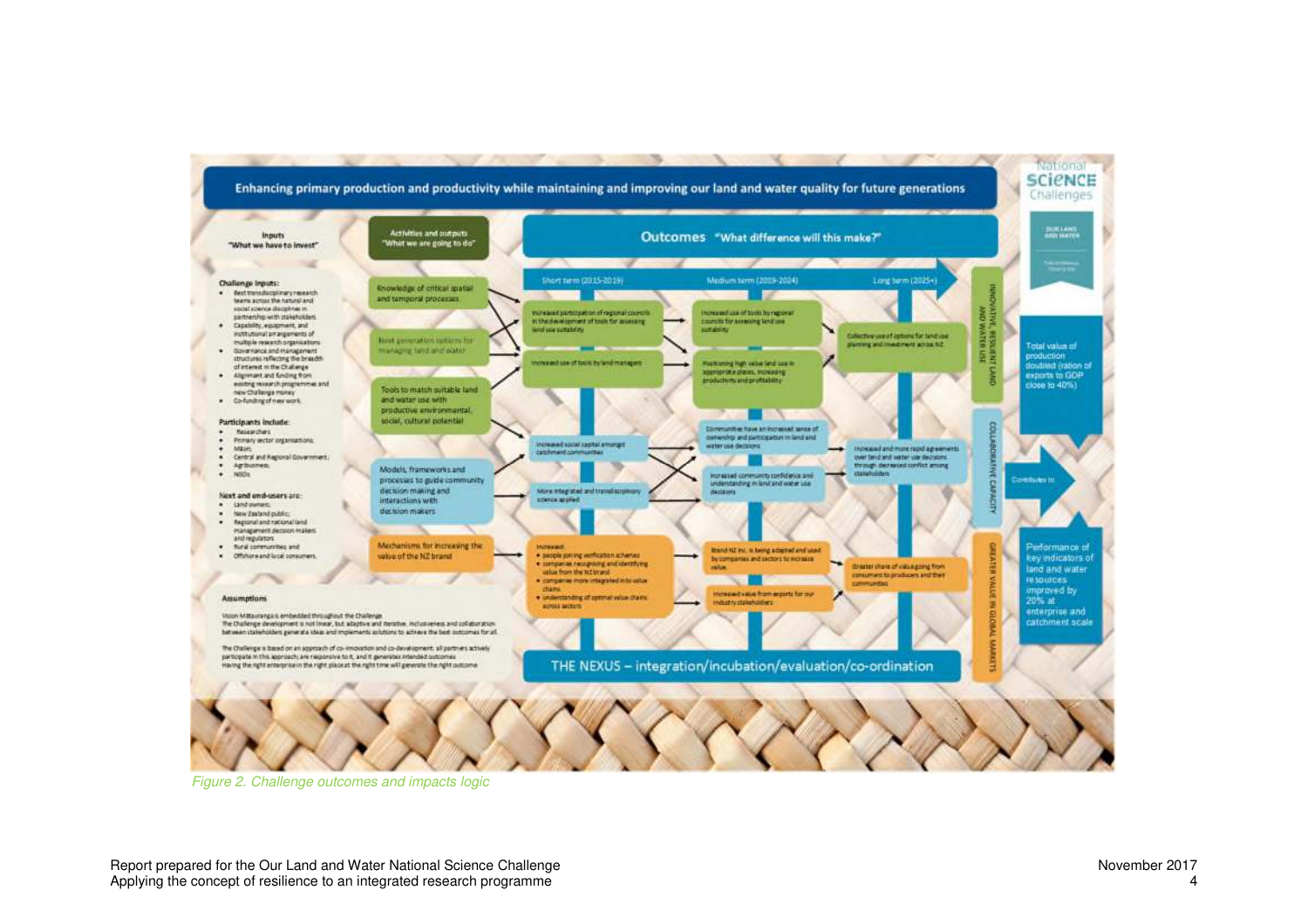**Enhancing primary production and productivity while maintaining and improving our land and water quality for future generations**

**Inputs "What we have to invest"**

**Challenge inputs:**

- Best transdisciplinary research teams across the natural and social science disciplines in partnership with stakeholders
- Capability, equipment, and institutional arrangements of multiple research organisations
- Governance and management structures reflecting the breadth of interest in the Challenge
- Alignment and funding from existing research programmes and new Challenge money
- Co-funding of new work

**Participants include:**

- Researchers
- Primary sector organisations
- Māori
- Central and Regional Government
- Agribusiness
- NGOs

**Next and end-users are:**

- Land-owners
- New Zealand public
- Regional and national land management decision makers and regulators
- Rural communities; and
- Offshore and local consumers

**Assumptions**

Vision Mātauranga is embedded throughout the Challenge

The Challenge development is not linear, but adaptive and iterative, inclusiveness and collaboration between stakeholders generate ideas and implements solutions to achieve the best outcomes for all.

The Challenge is based on an approach of co-innovation and co-development: all partners actively participate in this approach, are responsive to it, and it generates intended outcomes

Having the right enterprise in the right place at the right time will generate the right outcome

**Activities and outputs "What we are going to do"**

- Knowledge of critical spatial and temporal processes
- Next generation options for managing land and water
- Tools to match suitable land and water use with productive environmental, social, cultural potential
- Models, frameworks and processes to guide community decision making and interactions with decision makers
- Mechanisms for increasing the value of the NZ brand

**Outcomes "What difference will this make?"**

**Short term (2015-2019)**

- Increased participation of regional councils in the development of tools for assessing land use suitability
- Increased use of tools by land managers
- Increased social capital amongst catchment communities
- More integrated and transdisciplinary science applied
- Increased:
  - people joining verification schemes
  - companies recognising and identifying value from the NZ brand
  - companies more integrated into value chains
  - understanding of optimal value chains across sectors

**Medium term (2019-2024)**

- Increased use of tools by regional councils for assessing land use suitability
- Positioning high value land use in appropriate places, increasing productivity and profitability
- Communities have an increased sense of ownership and participation in land and water use decisions
- Increased community confidence and understanding in land and water use decisions
- Brand NZ inc. is being adapted and used by companies and sectors to increase value
- Increased value from exports for our industry stakeholders

**Long term (2025+)**

- Collective use of options for land use planning and investment across NZ
- Increased and more rapid agreements over land and water use decisions through decreased conflict among stakeholders
- Greater share of value going from consumers to producers and their communities

INNOVATIVE, RESILIENT LAND AND WATER USE

COLLABORATIVE CAPACITY

GREATER VALUE IN GLOBAL MARKETS

THE NEXUS – integration/incubation/evaluation/co-ordination

Total value of production doubled (ration of exports to GDP close to 40%)

Contributes to

Performance of key indicators of land and water resources improved by 20% at enterprise and catchment scale

National Science Challenges – Our Land and Water

*Figure 2. Challenge outcomes and impacts logic*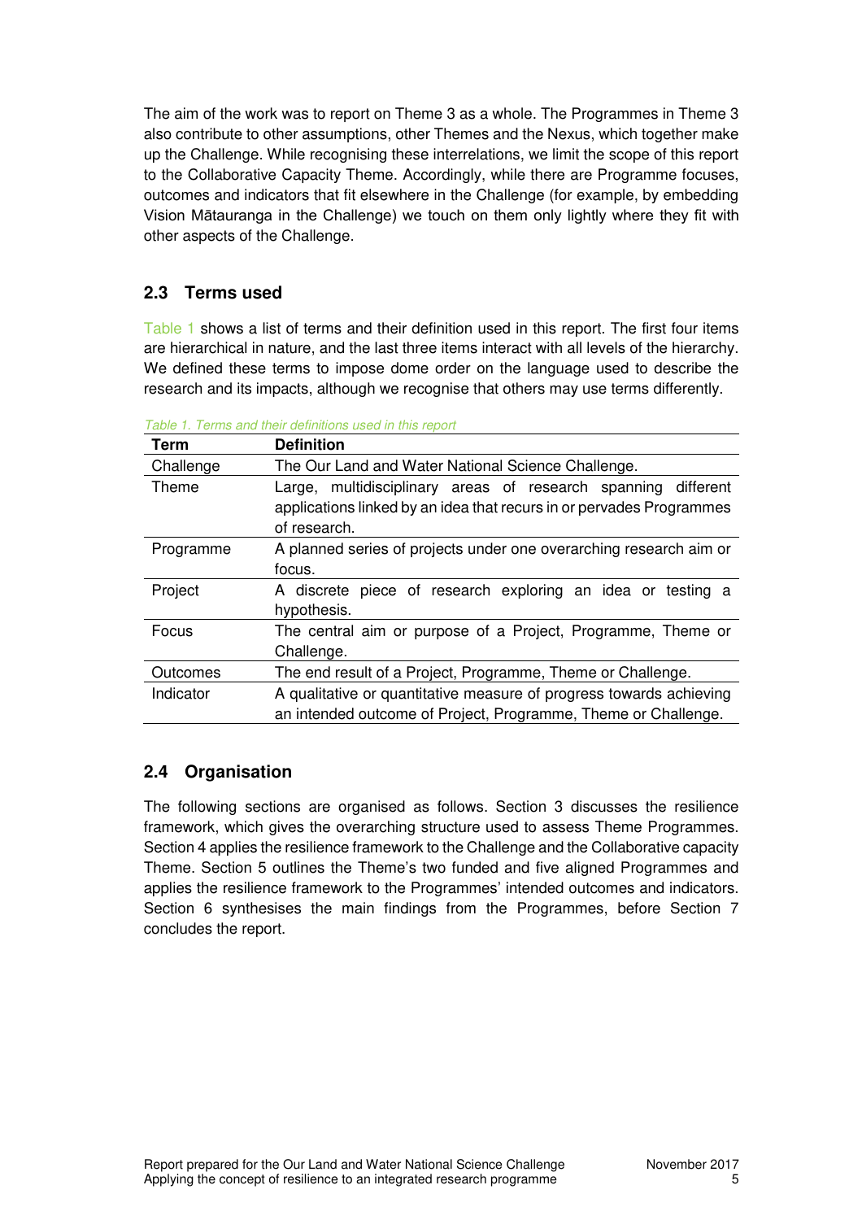The aim of the work was to report on Theme 3 as a whole. The Programmes in Theme 3 also contribute to other assumptions, other Themes and the Nexus, which together make up the Challenge. While recognising these interrelations, we limit the scope of this report to the Collaborative Capacity Theme. Accordingly, while there are Programme focuses, outcomes and indicators that fit elsewhere in the Challenge (for example, by embedding Vision Mātauranga in the Challenge) we touch on them only lightly where they fit with other aspects of the Challenge.

## 2.3 Terms used

Table 1 shows a list of terms and their definition used in this report. The first four items are hierarchical in nature, and the last three items interact with all levels of the hierarchy. We defined these terms to impose dome order on the language used to describe the research and its impacts, although we recognise that others may use terms differently.

*Table 1. Terms and their definitions used in this report*

| Term | Definition |
|---|---|
| Challenge | The Our Land and Water National Science Challenge. |
| Theme | Large, multidisciplinary areas of research spanning different applications linked by an idea that recurs in or pervades Programmes of research. |
| Programme | A planned series of projects under one overarching research aim or focus. |
| Project | A discrete piece of research exploring an idea or testing a hypothesis. |
| Focus | The central aim or purpose of a Project, Programme, Theme or Challenge. |
| Outcomes | The end result of a Project, Programme, Theme or Challenge. |
| Indicator | A qualitative or quantitative measure of progress towards achieving an intended outcome of Project, Programme, Theme or Challenge. |

## 2.4 Organisation

The following sections are organised as follows. Section 3 discusses the resilience framework, which gives the overarching structure used to assess Theme Programmes. Section 4 applies the resilience framework to the Challenge and the Collaborative capacity Theme. Section 5 outlines the Theme's two funded and five aligned Programmes and applies the resilience framework to the Programmes' intended outcomes and indicators. Section 6 synthesises the main findings from the Programmes, before Section 7 concludes the report.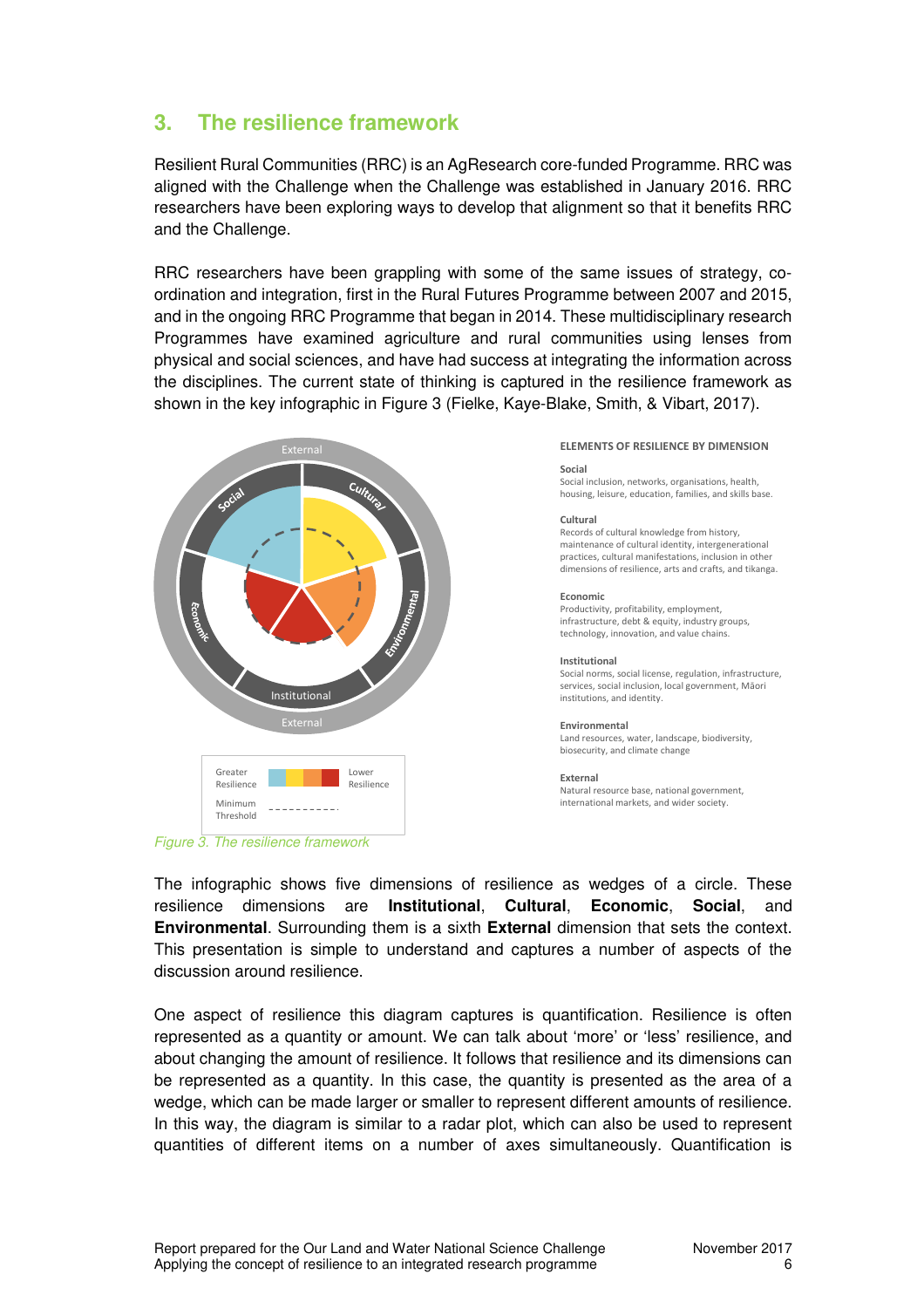## 3. The resilience framework

Resilient Rural Communities (RRC) is an AgResearch core-funded Programme. RRC was aligned with the Challenge when the Challenge was established in January 2016. RRC researchers have been exploring ways to develop that alignment so that it benefits RRC and the Challenge.

RRC researchers have been grappling with some of the same issues of strategy, co-ordination and integration, first in the Rural Futures Programme between 2007 and 2015, and in the ongoing RRC Programme that began in 2014. These multidisciplinary research Programmes have examined agriculture and rural communities using lenses from physical and social sciences, and have had success at integrating the information across the disciplines. The current state of thinking is captured in the resilience framework as shown in the key infographic in Figure 3 (Fielke, Kaye-Blake, Smith, & Vibart, 2017).

External

Social

Cultural

Environmental

Economic

Institutional

External

Greater Resilience

Lower Resilience

Minimum Threshold

**ELEMENTS OF RESILIENCE BY DIMENSION**

**Social**
Social inclusion, networks, organisations, health, housing, leisure, education, families, and skills base.

**Cultural**
Records of cultural knowledge from history, maintenance of cultural identity, intergenerational practices, cultural manifestations, inclusion in other dimensions of resilience, arts and crafts, and tikanga.

**Economic**
Productivity, profitability, employment, infrastructure, debt & equity, industry groups, technology, innovation, and value chains.

**Institutional**
Social norms, social license, regulation, infrastructure, services, social inclusion, local government, Māori institutions, and identity.

**Environmental**
Land resources, water, landscape, biodiversity, biosecurity, and climate change

**External**
Natural resource base, national government, international markets, and wider society.

*Figure 3. The resilience framework*

The infographic shows five dimensions of resilience as wedges of a circle. These resilience dimensions are **Institutional**, **Cultural**, **Economic**, **Social**, and **Environmental**. Surrounding them is a sixth **External** dimension that sets the context. This presentation is simple to understand and captures a number of aspects of the discussion around resilience.

One aspect of resilience this diagram captures is quantification. Resilience is often represented as a quantity or amount. We can talk about 'more' or 'less' resilience, and about changing the amount of resilience. It follows that resilience and its dimensions can be represented as a quantity. In this case, the quantity is presented as the area of a wedge, which can be made larger or smaller to represent different amounts of resilience. In this way, the diagram is similar to a radar plot, which can also be used to represent quantities of different items on a number of axes simultaneously. Quantification is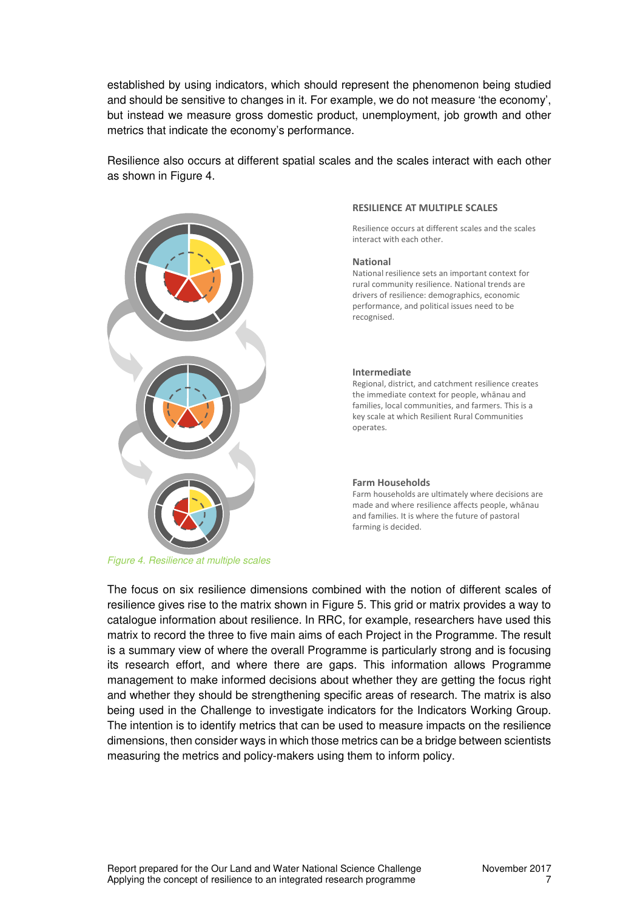established by using indicators, which should represent the phenomenon being studied and should be sensitive to changes in it. For example, we do not measure 'the economy', but instead we measure gross domestic product, unemployment, job growth and other metrics that indicate the economy's performance.

Resilience also occurs at different spatial scales and the scales interact with each other as shown in Figure 4.

**RESILIENCE AT MULTIPLE SCALES**

Resilience occurs at different scales and the scales interact with each other.

**National**

National resilience sets an important context for rural community resilience. National trends are drivers of resilience: demographics, economic performance, and political issues need to be recognised.

**Intermediate**

Regional, district, and catchment resilience creates the immediate context for people, whānau and families, local communities, and farmers. This is a key scale at which Resilient Rural Communities operates.

**Farm Households**

Farm households are ultimately where decisions are made and where resilience affects people, whānau and families. It is where the future of pastoral farming is decided.

*Figure 4. Resilience at multiple scales*

The focus on six resilience dimensions combined with the notion of different scales of resilience gives rise to the matrix shown in Figure 5. This grid or matrix provides a way to catalogue information about resilience. In RRC, for example, researchers have used this matrix to record the three to five main aims of each Project in the Programme. The result is a summary view of where the overall Programme is particularly strong and is focusing its research effort, and where there are gaps. This information allows Programme management to make informed decisions about whether they are getting the focus right and whether they should be strengthening specific areas of research. The matrix is also being used in the Challenge to investigate indicators for the Indicators Working Group. The intention is to identify metrics that can be used to measure impacts on the resilience dimensions, then consider ways in which those metrics can be a bridge between scientists measuring the metrics and policy-makers using them to inform policy.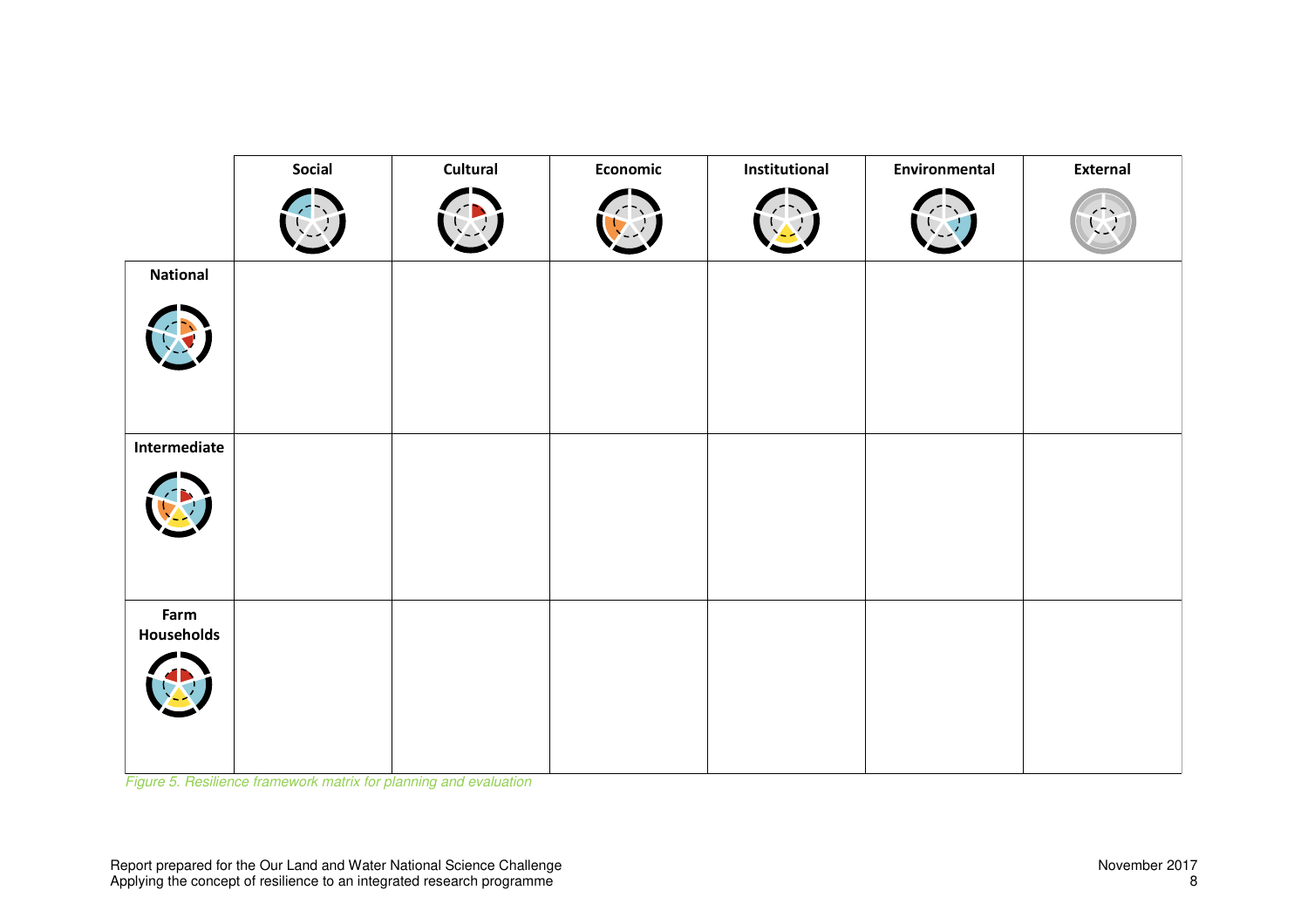| | Social | Cultural | Economic | Institutional | Environmental | External |
|---|---|---|---|---|---|---|
| National | | | | | | |
| Intermediate | | | | | | |
| Farm Households | | | | | | |

*Figure 5. Resilience framework matrix for planning and evaluation*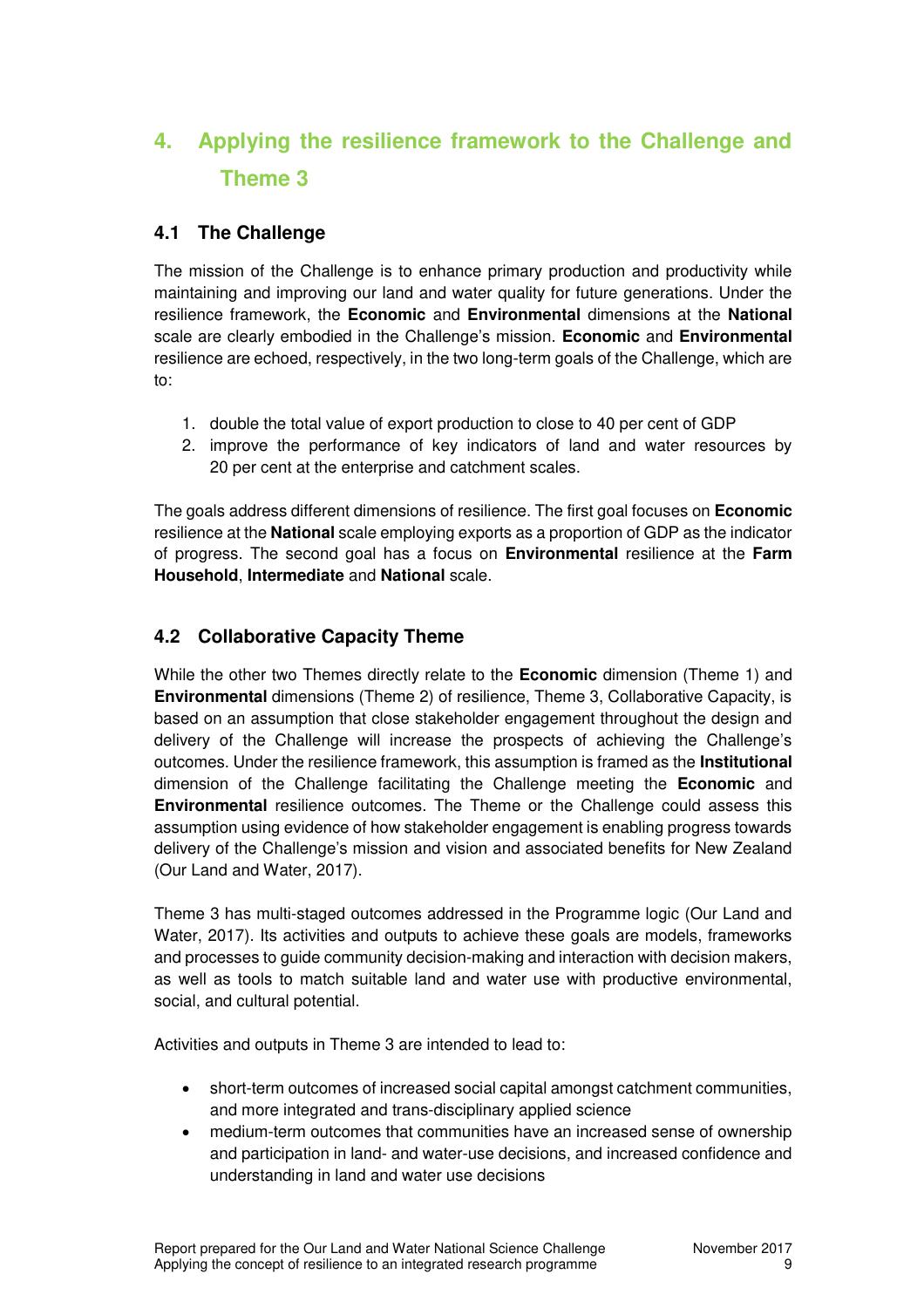# 4. Applying the resilience framework to the Challenge and Theme 3

## 4.1 The Challenge

The mission of the Challenge is to enhance primary production and productivity while maintaining and improving our land and water quality for future generations. Under the resilience framework, the **Economic** and **Environmental** dimensions at the **National** scale are clearly embodied in the Challenge's mission. **Economic** and **Environmental** resilience are echoed, respectively, in the two long-term goals of the Challenge, which are to:

1. double the total value of export production to close to 40 per cent of GDP
2. improve the performance of key indicators of land and water resources by 20 per cent at the enterprise and catchment scales.

The goals address different dimensions of resilience. The first goal focuses on **Economic** resilience at the **National** scale employing exports as a proportion of GDP as the indicator of progress. The second goal has a focus on **Environmental** resilience at the **Farm Household**, **Intermediate** and **National** scale.

## 4.2 Collaborative Capacity Theme

While the other two Themes directly relate to the **Economic** dimension (Theme 1) and **Environmental** dimensions (Theme 2) of resilience, Theme 3, Collaborative Capacity, is based on an assumption that close stakeholder engagement throughout the design and delivery of the Challenge will increase the prospects of achieving the Challenge's outcomes. Under the resilience framework, this assumption is framed as the **Institutional** dimension of the Challenge facilitating the Challenge meeting the **Economic** and **Environmental** resilience outcomes. The Theme or the Challenge could assess this assumption using evidence of how stakeholder engagement is enabling progress towards delivery of the Challenge's mission and vision and associated benefits for New Zealand (Our Land and Water, 2017).

Theme 3 has multi-staged outcomes addressed in the Programme logic (Our Land and Water, 2017). Its activities and outputs to achieve these goals are models, frameworks and processes to guide community decision-making and interaction with decision makers, as well as tools to match suitable land and water use with productive environmental, social, and cultural potential.

Activities and outputs in Theme 3 are intended to lead to:

- short-term outcomes of increased social capital amongst catchment communities, and more integrated and trans-disciplinary applied science
- medium-term outcomes that communities have an increased sense of ownership and participation in land- and water-use decisions, and increased confidence and understanding in land and water use decisions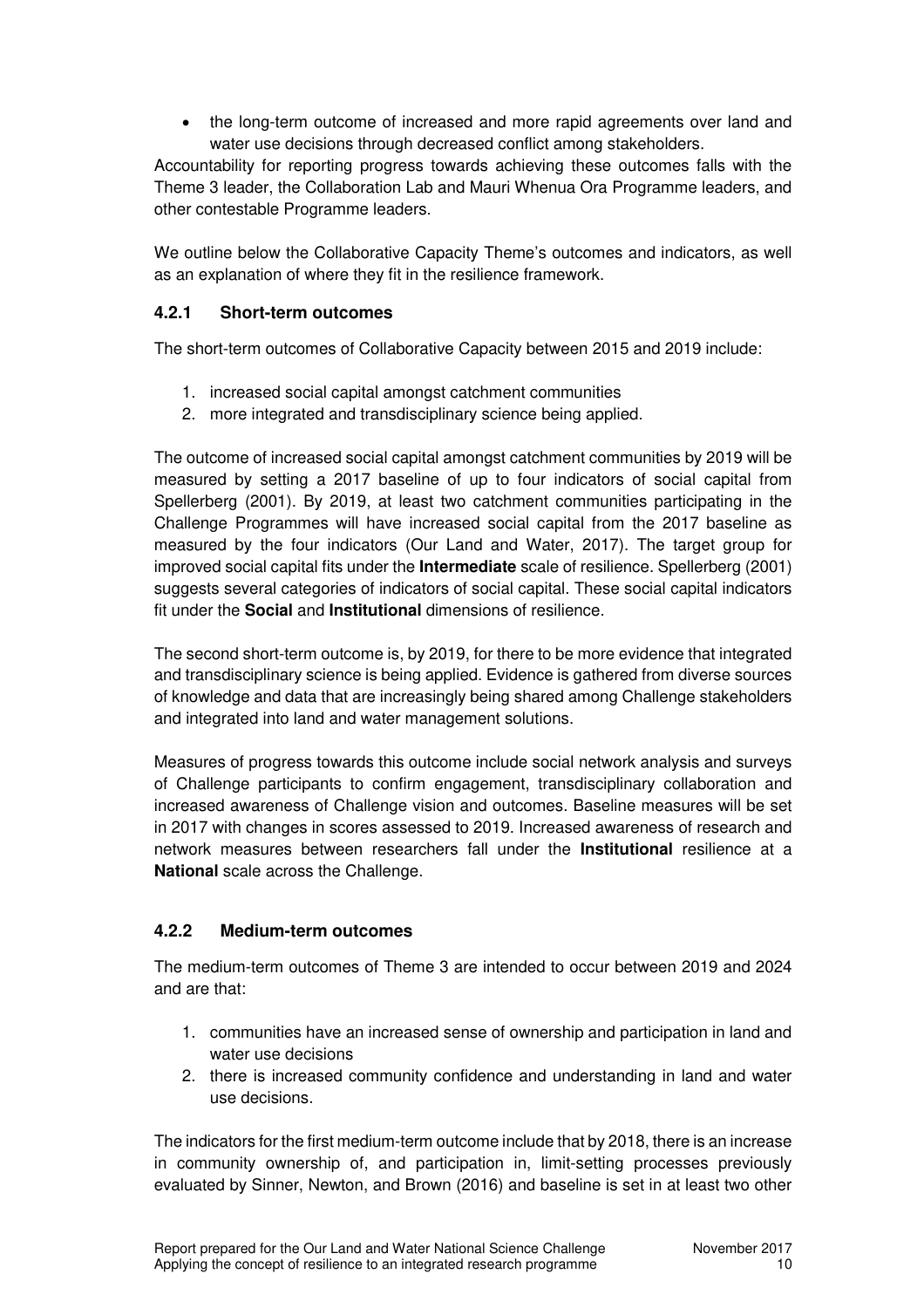- the long-term outcome of increased and more rapid agreements over land and water use decisions through decreased conflict among stakeholders.

Accountability for reporting progress towards achieving these outcomes falls with the Theme 3 leader, the Collaboration Lab and Mauri Whenua Ora Programme leaders, and other contestable Programme leaders.

We outline below the Collaborative Capacity Theme's outcomes and indicators, as well as an explanation of where they fit in the resilience framework.

### 4.2.1 Short-term outcomes

The short-term outcomes of Collaborative Capacity between 2015 and 2019 include:

1. increased social capital amongst catchment communities
2. more integrated and transdisciplinary science being applied.

The outcome of increased social capital amongst catchment communities by 2019 will be measured by setting a 2017 baseline of up to four indicators of social capital from Spellerberg (2001). By 2019, at least two catchment communities participating in the Challenge Programmes will have increased social capital from the 2017 baseline as measured by the four indicators (Our Land and Water, 2017). The target group for improved social capital fits under the **Intermediate** scale of resilience. Spellerberg (2001) suggests several categories of indicators of social capital. These social capital indicators fit under the **Social** and **Institutional** dimensions of resilience.

The second short-term outcome is, by 2019, for there to be more evidence that integrated and transdisciplinary science is being applied. Evidence is gathered from diverse sources of knowledge and data that are increasingly being shared among Challenge stakeholders and integrated into land and water management solutions.

Measures of progress towards this outcome include social network analysis and surveys of Challenge participants to confirm engagement, transdisciplinary collaboration and increased awareness of Challenge vision and outcomes. Baseline measures will be set in 2017 with changes in scores assessed to 2019. Increased awareness of research and network measures between researchers fall under the **Institutional** resilience at a **National** scale across the Challenge.

### 4.2.2 Medium-term outcomes

The medium-term outcomes of Theme 3 are intended to occur between 2019 and 2024 and are that:

1. communities have an increased sense of ownership and participation in land and water use decisions
2. there is increased community confidence and understanding in land and water use decisions.

The indicators for the first medium-term outcome include that by 2018, there is an increase in community ownership of, and participation in, limit-setting processes previously evaluated by Sinner, Newton, and Brown (2016) and baseline is set in at least two other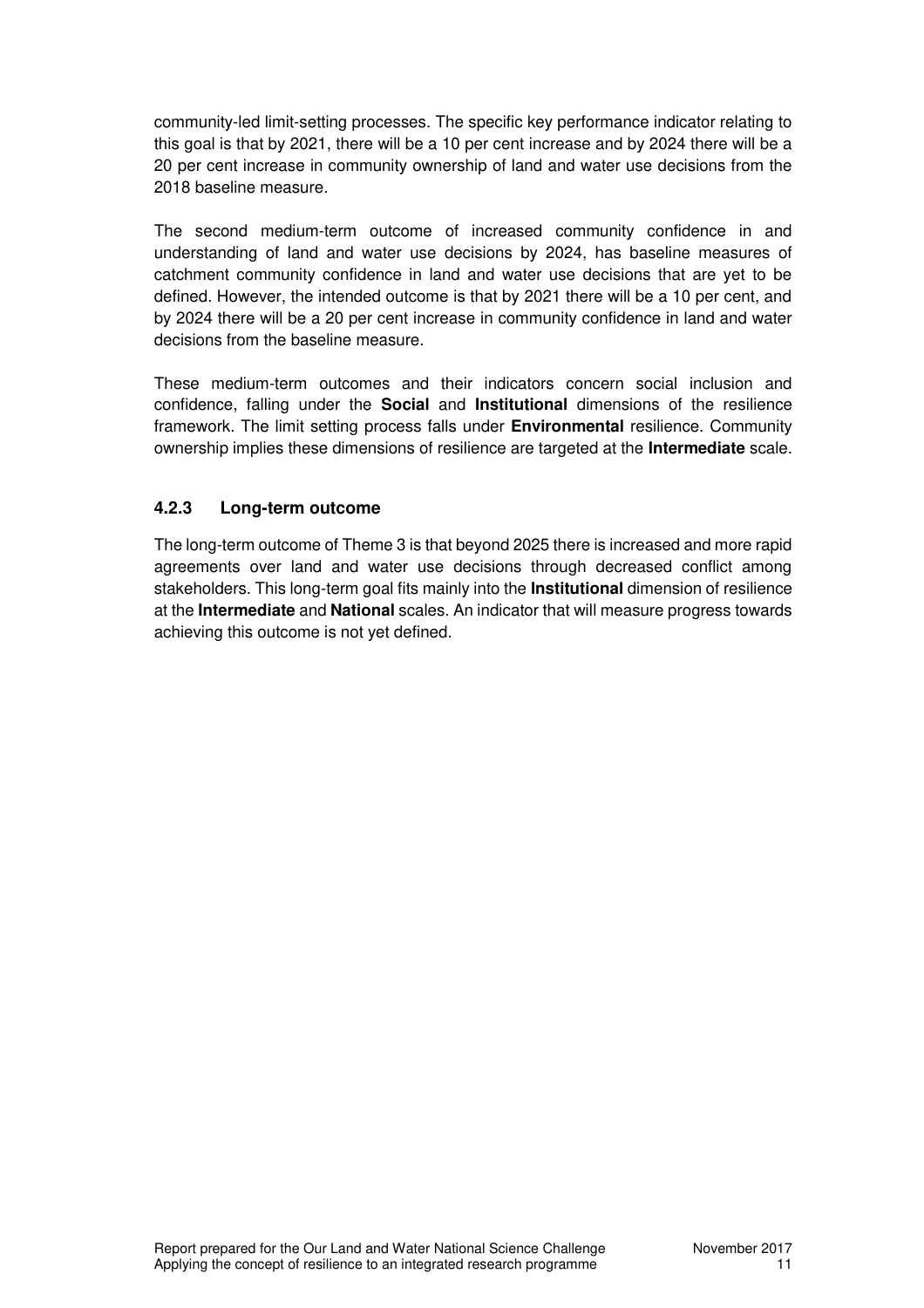community-led limit-setting processes. The specific key performance indicator relating to this goal is that by 2021, there will be a 10 per cent increase and by 2024 there will be a 20 per cent increase in community ownership of land and water use decisions from the 2018 baseline measure.

The second medium-term outcome of increased community confidence in and understanding of land and water use decisions by 2024, has baseline measures of catchment community confidence in land and water use decisions that are yet to be defined. However, the intended outcome is that by 2021 there will be a 10 per cent, and by 2024 there will be a 20 per cent increase in community confidence in land and water decisions from the baseline measure.

These medium-term outcomes and their indicators concern social inclusion and confidence, falling under the **Social** and **Institutional** dimensions of the resilience framework. The limit setting process falls under **Environmental** resilience. Community ownership implies these dimensions of resilience are targeted at the **Intermediate** scale.

### 4.2.3 Long-term outcome

The long-term outcome of Theme 3 is that beyond 2025 there is increased and more rapid agreements over land and water use decisions through decreased conflict among stakeholders. This long-term goal fits mainly into the **Institutional** dimension of resilience at the **Intermediate** and **National** scales. An indicator that will measure progress towards achieving this outcome is not yet defined.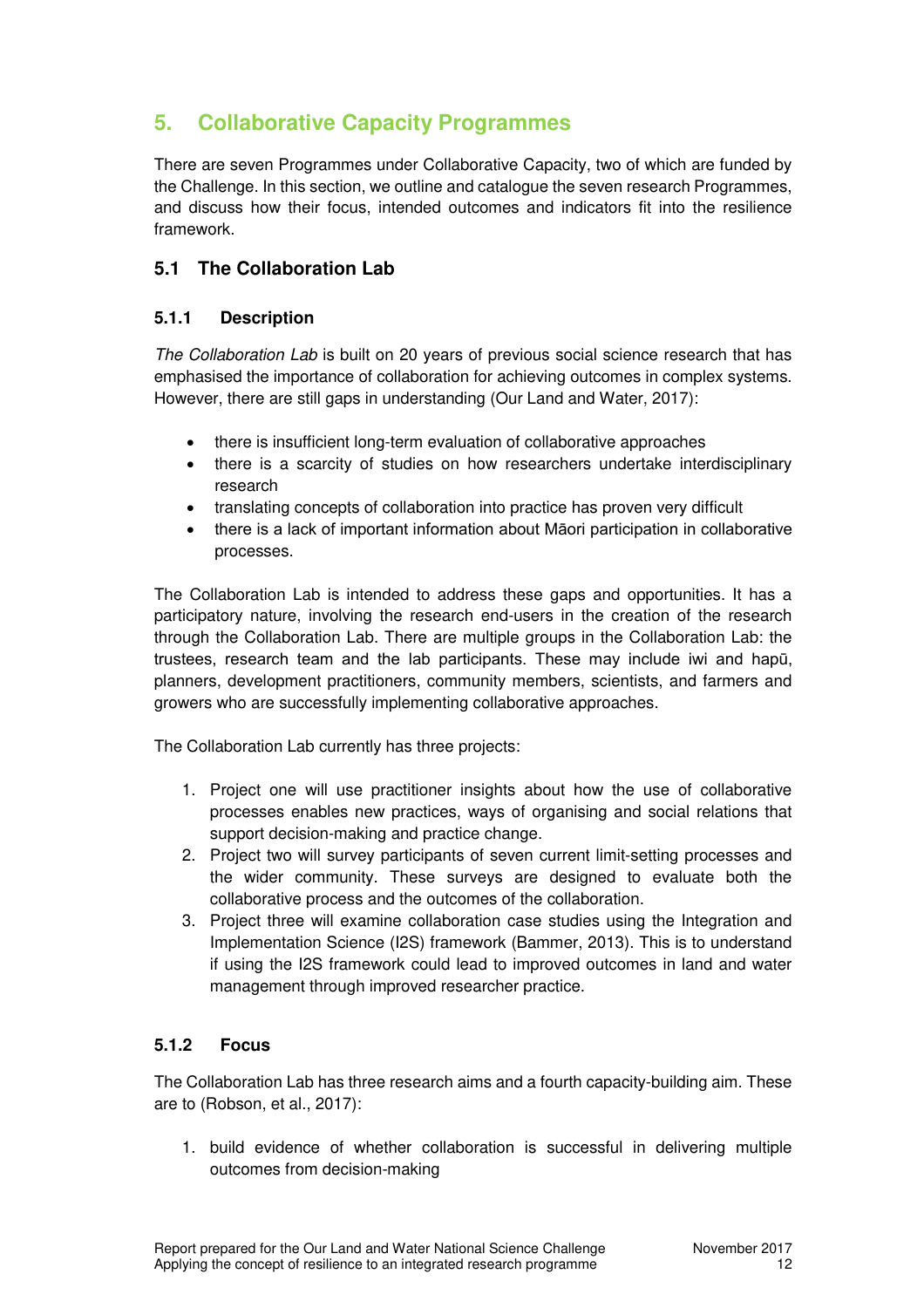# 5. Collaborative Capacity Programmes

There are seven Programmes under Collaborative Capacity, two of which are funded by the Challenge. In this section, we outline and catalogue the seven research Programmes, and discuss how their focus, intended outcomes and indicators fit into the resilience framework.

## 5.1 The Collaboration Lab

### 5.1.1 Description

*The Collaboration Lab* is built on 20 years of previous social science research that has emphasised the importance of collaboration for achieving outcomes in complex systems. However, there are still gaps in understanding (Our Land and Water, 2017):

- there is insufficient long-term evaluation of collaborative approaches
- there is a scarcity of studies on how researchers undertake interdisciplinary research
- translating concepts of collaboration into practice has proven very difficult
- there is a lack of important information about Māori participation in collaborative processes.

The Collaboration Lab is intended to address these gaps and opportunities. It has a participatory nature, involving the research end-users in the creation of the research through the Collaboration Lab. There are multiple groups in the Collaboration Lab: the trustees, research team and the lab participants. These may include iwi and hapū, planners, development practitioners, community members, scientists, and farmers and growers who are successfully implementing collaborative approaches.

The Collaboration Lab currently has three projects:

1. Project one will use practitioner insights about how the use of collaborative processes enables new practices, ways of organising and social relations that support decision-making and practice change.
2. Project two will survey participants of seven current limit-setting processes and the wider community. These surveys are designed to evaluate both the collaborative process and the outcomes of the collaboration.
3. Project three will examine collaboration case studies using the Integration and Implementation Science (I2S) framework (Bammer, 2013). This is to understand if using the I2S framework could lead to improved outcomes in land and water management through improved researcher practice.

### 5.1.2 Focus

The Collaboration Lab has three research aims and a fourth capacity-building aim. These are to (Robson, et al., 2017):

1. build evidence of whether collaboration is successful in delivering multiple outcomes from decision-making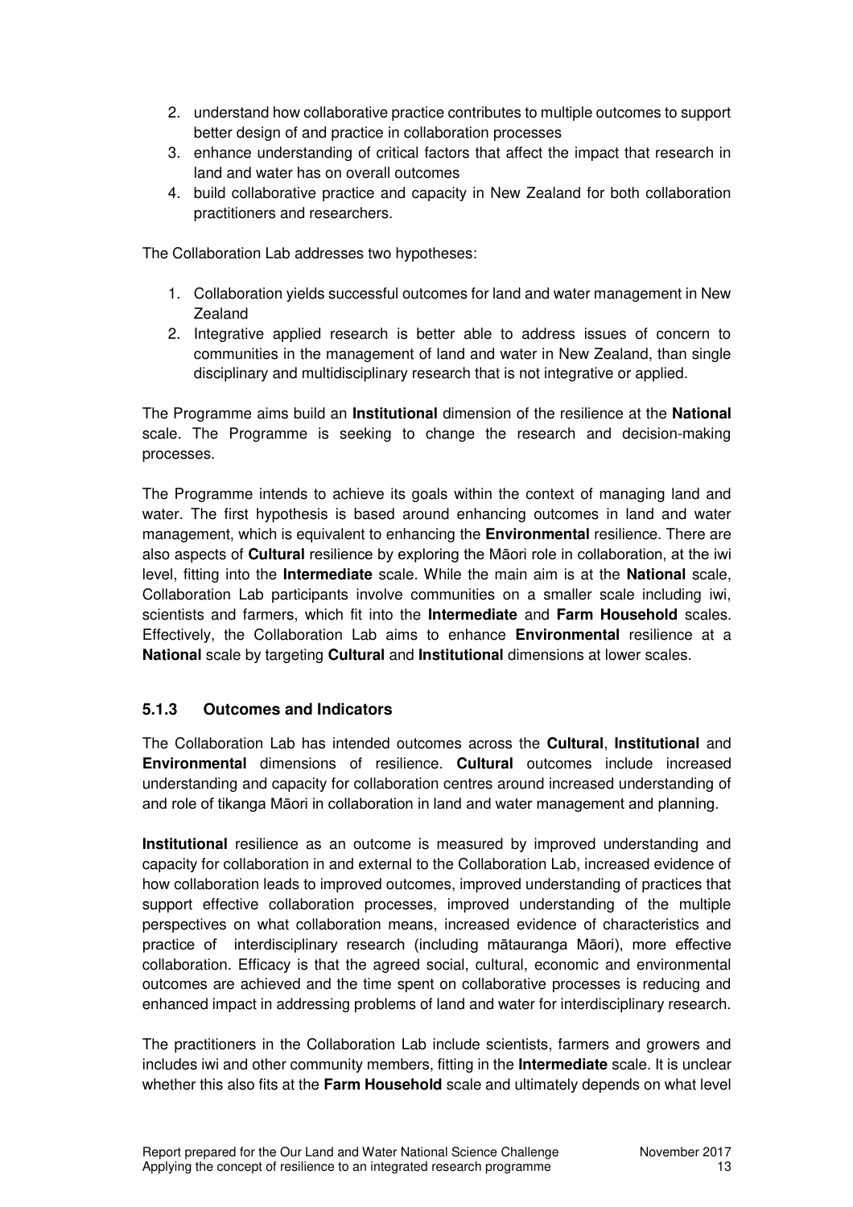2. understand how collaborative practice contributes to multiple outcomes to support better design of and practice in collaboration processes
3. enhance understanding of critical factors that affect the impact that research in land and water has on overall outcomes
4. build collaborative practice and capacity in New Zealand for both collaboration practitioners and researchers.

The Collaboration Lab addresses two hypotheses:

1. Collaboration yields successful outcomes for land and water management in New Zealand
2. Integrative applied research is better able to address issues of concern to communities in the management of land and water in New Zealand, than single disciplinary and multidisciplinary research that is not integrative or applied.

The Programme aims build an **Institutional** dimension of the resilience at the **National** scale. The Programme is seeking to change the research and decision-making processes.

The Programme intends to achieve its goals within the context of managing land and water. The first hypothesis is based around enhancing outcomes in land and water management, which is equivalent to enhancing the **Environmental** resilience. There are also aspects of **Cultural** resilience by exploring the Māori role in collaboration, at the iwi level, fitting into the **Intermediate** scale. While the main aim is at the **National** scale, Collaboration Lab participants involve communities on a smaller scale including iwi, scientists and farmers, which fit into the **Intermediate** and **Farm Household** scales. Effectively, the Collaboration Lab aims to enhance **Environmental** resilience at a **National** scale by targeting **Cultural** and **Institutional** dimensions at lower scales.

### 5.1.3 Outcomes and Indicators

The Collaboration Lab has intended outcomes across the **Cultural**, **Institutional** and **Environmental** dimensions of resilience. **Cultural** outcomes include increased understanding and capacity for collaboration centres around increased understanding of and role of tikanga Māori in collaboration in land and water management and planning.

**Institutional** resilience as an outcome is measured by improved understanding and capacity for collaboration in and external to the Collaboration Lab, increased evidence of how collaboration leads to improved outcomes, improved understanding of practices that support effective collaboration processes, improved understanding of the multiple perspectives on what collaboration means, increased evidence of characteristics and practice of interdisciplinary research (including mātauranga Māori), more effective collaboration. Efficacy is that the agreed social, cultural, economic and environmental outcomes are achieved and the time spent on collaborative processes is reducing and enhanced impact in addressing problems of land and water for interdisciplinary research.

The practitioners in the Collaboration Lab include scientists, farmers and growers and includes iwi and other community members, fitting in the **Intermediate** scale. It is unclear whether this also fits at the **Farm Household** scale and ultimately depends on what level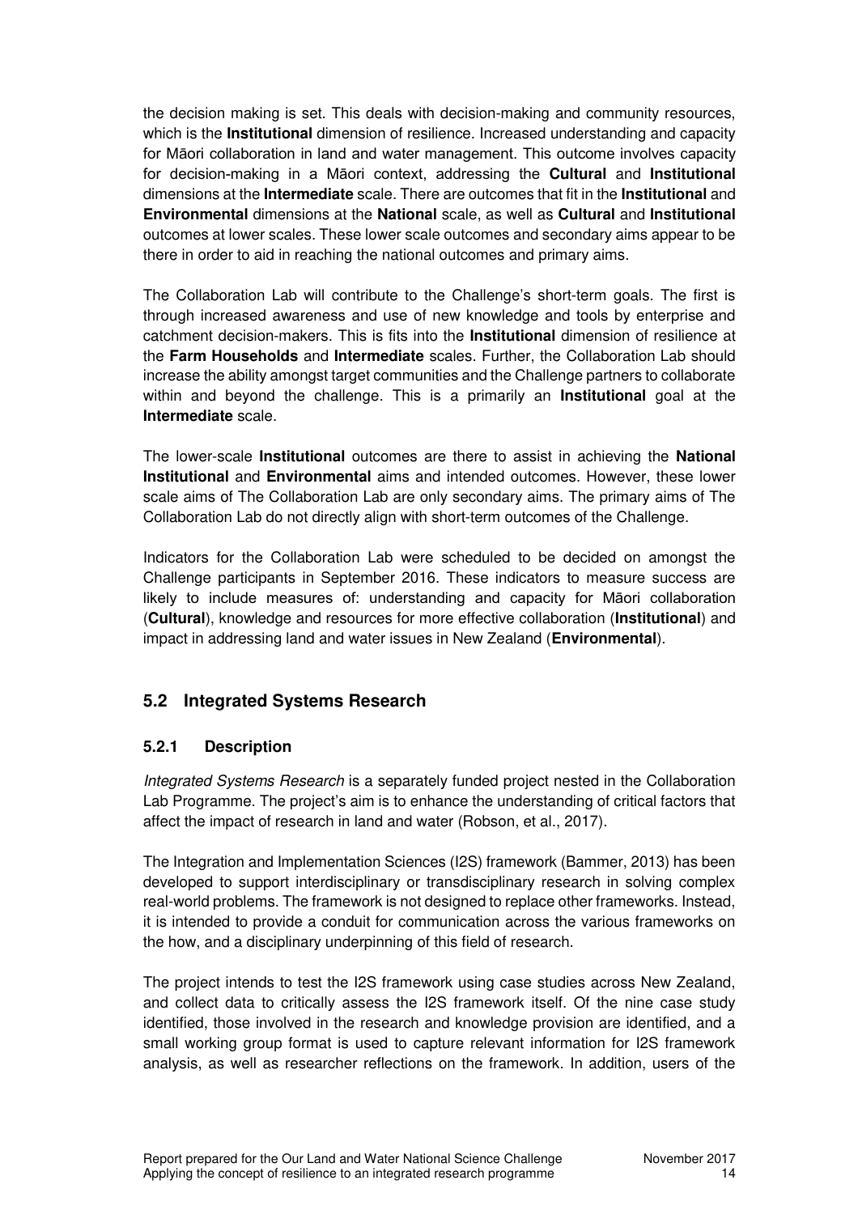the decision making is set. This deals with decision-making and community resources, which is the **Institutional** dimension of resilience. Increased understanding and capacity for Māori collaboration in land and water management. This outcome involves capacity for decision-making in a Māori context, addressing the **Cultural** and **Institutional** dimensions at the **Intermediate** scale. There are outcomes that fit in the **Institutional** and **Environmental** dimensions at the **National** scale, as well as **Cultural** and **Institutional** outcomes at lower scales. These lower scale outcomes and secondary aims appear to be there in order to aid in reaching the national outcomes and primary aims.

The Collaboration Lab will contribute to the Challenge's short-term goals. The first is through increased awareness and use of new knowledge and tools by enterprise and catchment decision-makers. This is fits into the **Institutional** dimension of resilience at the **Farm Households** and **Intermediate** scales. Further, the Collaboration Lab should increase the ability amongst target communities and the Challenge partners to collaborate within and beyond the challenge. This is a primarily an **Institutional** goal at the **Intermediate** scale.

The lower-scale **Institutional** outcomes are there to assist in achieving the **National Institutional** and **Environmental** aims and intended outcomes. However, these lower scale aims of The Collaboration Lab are only secondary aims. The primary aims of The Collaboration Lab do not directly align with short-term outcomes of the Challenge.

Indicators for the Collaboration Lab were scheduled to be decided on amongst the Challenge participants in September 2016. These indicators to measure success are likely to include measures of: understanding and capacity for Māori collaboration (**Cultural**), knowledge and resources for more effective collaboration (**Institutional**) and impact in addressing land and water issues in New Zealand (**Environmental**).

## 5.2 Integrated Systems Research

### 5.2.1 Description

*Integrated Systems Research* is a separately funded project nested in the Collaboration Lab Programme. The project's aim is to enhance the understanding of critical factors that affect the impact of research in land and water (Robson, et al., 2017).

The Integration and Implementation Sciences (I2S) framework (Bammer, 2013) has been developed to support interdisciplinary or transdisciplinary research in solving complex real-world problems. The framework is not designed to replace other frameworks. Instead, it is intended to provide a conduit for communication across the various frameworks on the how, and a disciplinary underpinning of this field of research.

The project intends to test the I2S framework using case studies across New Zealand, and collect data to critically assess the I2S framework itself. Of the nine case study identified, those involved in the research and knowledge provision are identified, and a small working group format is used to capture relevant information for I2S framework analysis, as well as researcher reflections on the framework. In addition, users of the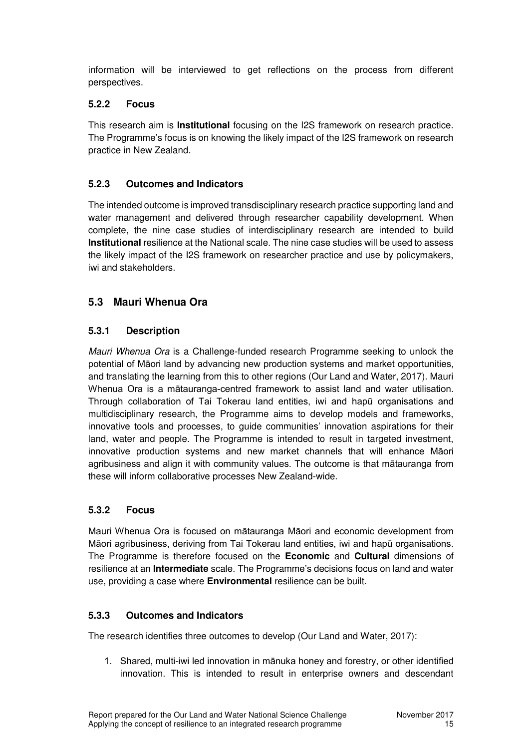information will be interviewed to get reflections on the process from different perspectives.

### 5.2.2 Focus

This research aim is **Institutional** focusing on the I2S framework on research practice. The Programme's focus is on knowing the likely impact of the I2S framework on research practice in New Zealand.

### 5.2.3 Outcomes and Indicators

The intended outcome is improved transdisciplinary research practice supporting land and water management and delivered through researcher capability development. When complete, the nine case studies of interdisciplinary research are intended to build **Institutional** resilience at the National scale. The nine case studies will be used to assess the likely impact of the I2S framework on researcher practice and use by policymakers, iwi and stakeholders.

## 5.3 Mauri Whenua Ora

### 5.3.1 Description

*Mauri Whenua Ora* is a Challenge-funded research Programme seeking to unlock the potential of Māori land by advancing new production systems and market opportunities, and translating the learning from this to other regions (Our Land and Water, 2017). Mauri Whenua Ora is a mātauranga-centred framework to assist land and water utilisation. Through collaboration of Tai Tokerau land entities, iwi and hapū organisations and multidisciplinary research, the Programme aims to develop models and frameworks, innovative tools and processes, to guide communities' innovation aspirations for their land, water and people. The Programme is intended to result in targeted investment, innovative production systems and new market channels that will enhance Māori agribusiness and align it with community values. The outcome is that mātauranga from these will inform collaborative processes New Zealand-wide.

### 5.3.2 Focus

Mauri Whenua Ora is focused on mātauranga Māori and economic development from Māori agribusiness, deriving from Tai Tokerau land entities, iwi and hapū organisations. The Programme is therefore focused on the **Economic** and **Cultural** dimensions of resilience at an **Intermediate** scale. The Programme's decisions focus on land and water use, providing a case where **Environmental** resilience can be built.

### 5.3.3 Outcomes and Indicators

The research identifies three outcomes to develop (Our Land and Water, 2017):

1. Shared, multi-iwi led innovation in mānuka honey and forestry, or other identified innovation. This is intended to result in enterprise owners and descendant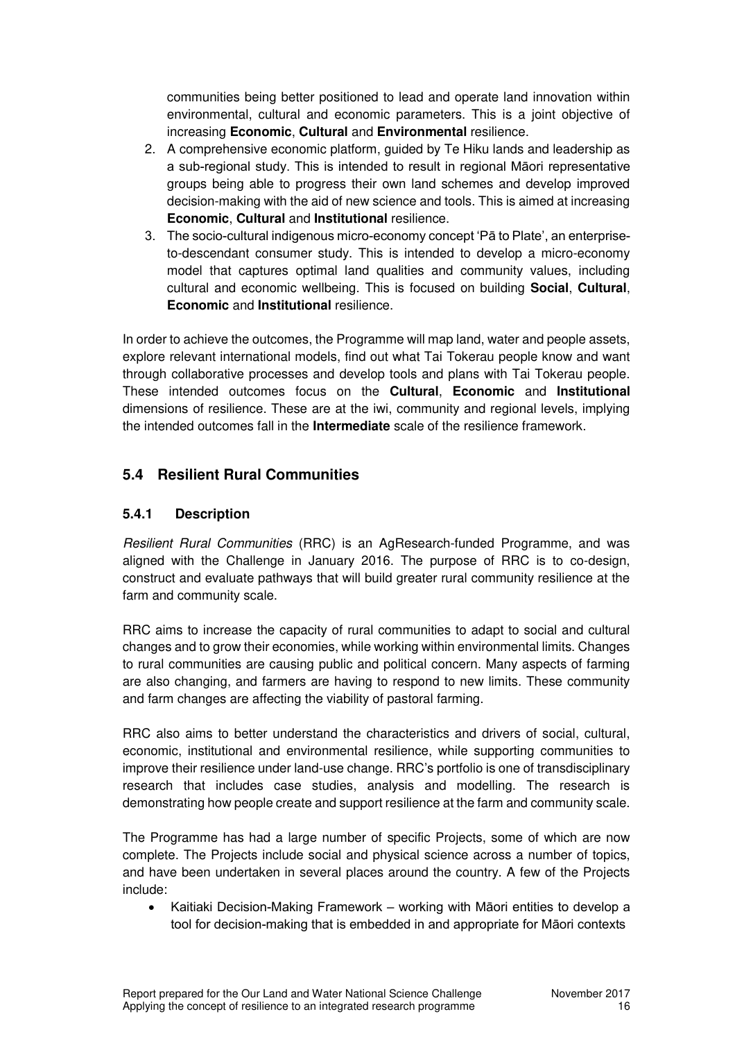communities being better positioned to lead and operate land innovation within environmental, cultural and economic parameters. This is a joint objective of increasing **Economic**, **Cultural** and **Environmental** resilience.

2. A comprehensive economic platform, guided by Te Hiku lands and leadership as a sub-regional study. This is intended to result in regional Māori representative groups being able to progress their own land schemes and develop improved decision-making with the aid of new science and tools. This is aimed at increasing **Economic**, **Cultural** and **Institutional** resilience.
3. The socio-cultural indigenous micro-economy concept 'Pā to Plate', an enterprise-to-descendant consumer study. This is intended to develop a micro-economy model that captures optimal land qualities and community values, including cultural and economic wellbeing. This is focused on building **Social**, **Cultural**, **Economic** and **Institutional** resilience.

In order to achieve the outcomes, the Programme will map land, water and people assets, explore relevant international models, find out what Tai Tokerau people know and want through collaborative processes and develop tools and plans with Tai Tokerau people. These intended outcomes focus on the **Cultural**, **Economic** and **Institutional** dimensions of resilience. These are at the iwi, community and regional levels, implying the intended outcomes fall in the **Intermediate** scale of the resilience framework.

## 5.4 Resilient Rural Communities

### 5.4.1 Description

*Resilient Rural Communities* (RRC) is an AgResearch-funded Programme, and was aligned with the Challenge in January 2016. The purpose of RRC is to co-design, construct and evaluate pathways that will build greater rural community resilience at the farm and community scale.

RRC aims to increase the capacity of rural communities to adapt to social and cultural changes and to grow their economies, while working within environmental limits. Changes to rural communities are causing public and political concern. Many aspects of farming are also changing, and farmers are having to respond to new limits. These community and farm changes are affecting the viability of pastoral farming.

RRC also aims to better understand the characteristics and drivers of social, cultural, economic, institutional and environmental resilience, while supporting communities to improve their resilience under land-use change. RRC's portfolio is one of transdisciplinary research that includes case studies, analysis and modelling. The research is demonstrating how people create and support resilience at the farm and community scale.

The Programme has had a large number of specific Projects, some of which are now complete. The Projects include social and physical science across a number of topics, and have been undertaken in several places around the country. A few of the Projects include:

- Kaitiaki Decision-Making Framework – working with Māori entities to develop a tool for decision-making that is embedded in and appropriate for Māori contexts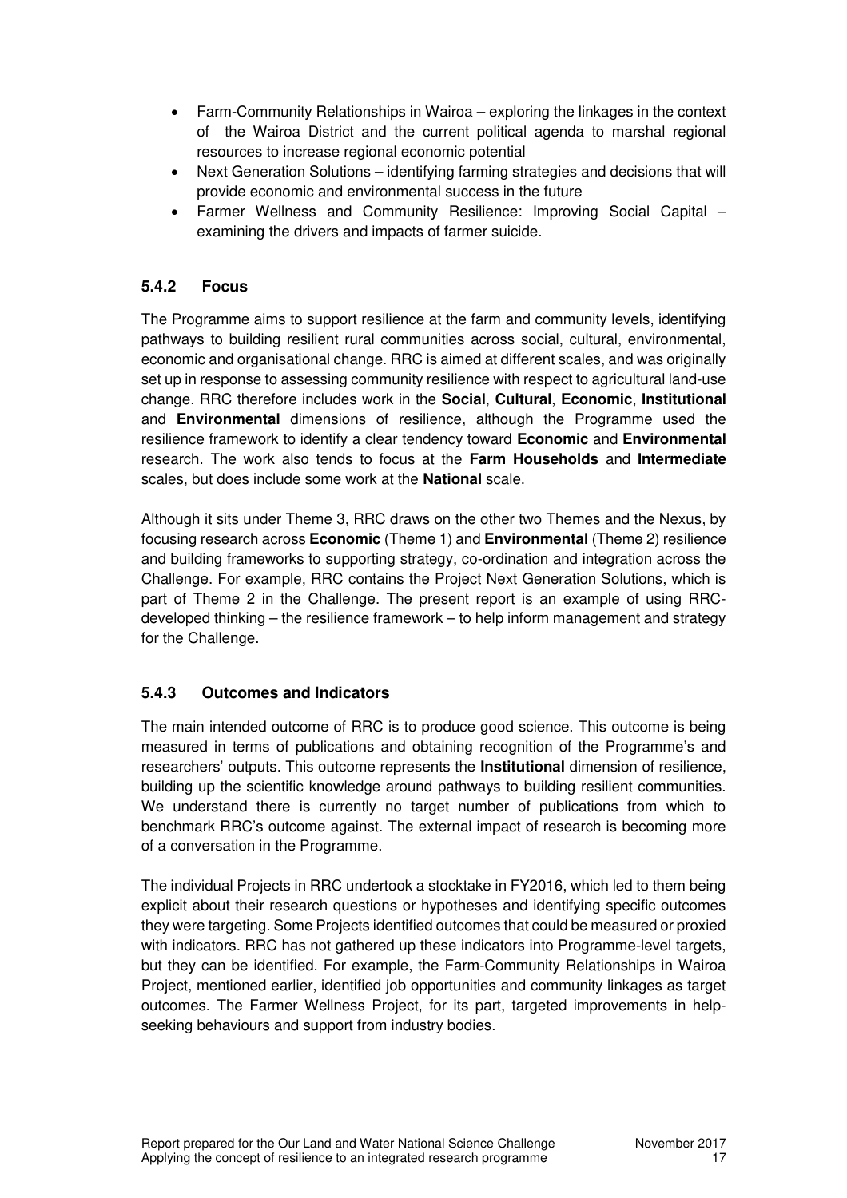- Farm-Community Relationships in Wairoa – exploring the linkages in the context of the Wairoa District and the current political agenda to marshal regional resources to increase regional economic potential
- Next Generation Solutions – identifying farming strategies and decisions that will provide economic and environmental success in the future
- Farmer Wellness and Community Resilience: Improving Social Capital – examining the drivers and impacts of farmer suicide.

### 5.4.2 Focus

The Programme aims to support resilience at the farm and community levels, identifying pathways to building resilient rural communities across social, cultural, environmental, economic and organisational change. RRC is aimed at different scales, and was originally set up in response to assessing community resilience with respect to agricultural land-use change. RRC therefore includes work in the **Social**, **Cultural**, **Economic**, **Institutional** and **Environmental** dimensions of resilience, although the Programme used the resilience framework to identify a clear tendency toward **Economic** and **Environmental** research. The work also tends to focus at the **Farm Households** and **Intermediate** scales, but does include some work at the **National** scale.

Although it sits under Theme 3, RRC draws on the other two Themes and the Nexus, by focusing research across **Economic** (Theme 1) and **Environmental** (Theme 2) resilience and building frameworks to supporting strategy, co-ordination and integration across the Challenge. For example, RRC contains the Project Next Generation Solutions, which is part of Theme 2 in the Challenge. The present report is an example of using RRC-developed thinking – the resilience framework – to help inform management and strategy for the Challenge.

### 5.4.3 Outcomes and Indicators

The main intended outcome of RRC is to produce good science. This outcome is being measured in terms of publications and obtaining recognition of the Programme's and researchers' outputs. This outcome represents the **Institutional** dimension of resilience, building up the scientific knowledge around pathways to building resilient communities. We understand there is currently no target number of publications from which to benchmark RRC's outcome against. The external impact of research is becoming more of a conversation in the Programme.

The individual Projects in RRC undertook a stocktake in FY2016, which led to them being explicit about their research questions or hypotheses and identifying specific outcomes they were targeting. Some Projects identified outcomes that could be measured or proxied with indicators. RRC has not gathered up these indicators into Programme-level targets, but they can be identified. For example, the Farm-Community Relationships in Wairoa Project, mentioned earlier, identified job opportunities and community linkages as target outcomes. The Farmer Wellness Project, for its part, targeted improvements in help-seeking behaviours and support from industry bodies.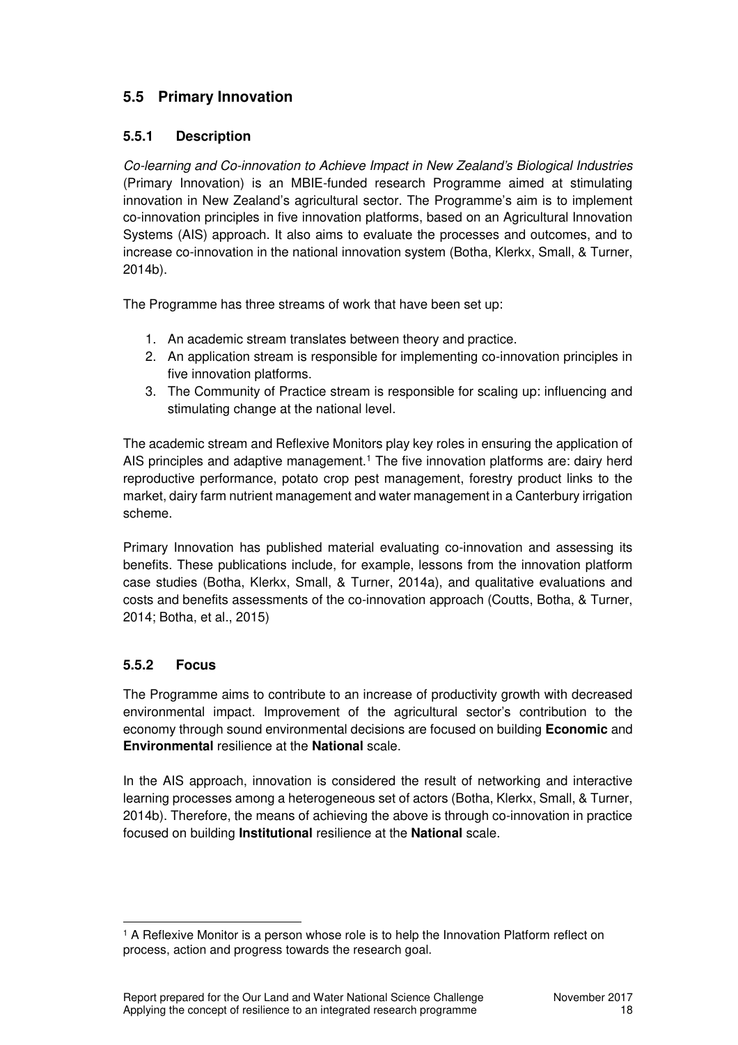## 5.5 Primary Innovation

### 5.5.1 Description

*Co-learning and Co-innovation to Achieve Impact in New Zealand's Biological Industries* (Primary Innovation) is an MBIE-funded research Programme aimed at stimulating innovation in New Zealand's agricultural sector. The Programme's aim is to implement co-innovation principles in five innovation platforms, based on an Agricultural Innovation Systems (AIS) approach. It also aims to evaluate the processes and outcomes, and to increase co-innovation in the national innovation system (Botha, Klerkx, Small, & Turner, 2014b).

The Programme has three streams of work that have been set up:

1. An academic stream translates between theory and practice.
2. An application stream is responsible for implementing co-innovation principles in five innovation platforms.
3. The Community of Practice stream is responsible for scaling up: influencing and stimulating change at the national level.

The academic stream and Reflexive Monitors play key roles in ensuring the application of AIS principles and adaptive management.[1] The five innovation platforms are: dairy herd reproductive performance, potato crop pest management, forestry product links to the market, dairy farm nutrient management and water management in a Canterbury irrigation scheme.

Primary Innovation has published material evaluating co-innovation and assessing its benefits. These publications include, for example, lessons from the innovation platform case studies (Botha, Klerkx, Small, & Turner, 2014a), and qualitative evaluations and costs and benefits assessments of the co-innovation approach (Coutts, Botha, & Turner, 2014; Botha, et al., 2015)

### 5.5.2 Focus

The Programme aims to contribute to an increase of productivity growth with decreased environmental impact. Improvement of the agricultural sector's contribution to the economy through sound environmental decisions are focused on building **Economic** and **Environmental** resilience at the **National** scale.

In the AIS approach, innovation is considered the result of networking and interactive learning processes among a heterogeneous set of actors (Botha, Klerkx, Small, & Turner, 2014b). Therefore, the means of achieving the above is through co-innovation in practice focused on building **Institutional** resilience at the **National** scale.

[1] A Reflexive Monitor is a person whose role is to help the Innovation Platform reflect on process, action and progress towards the research goal.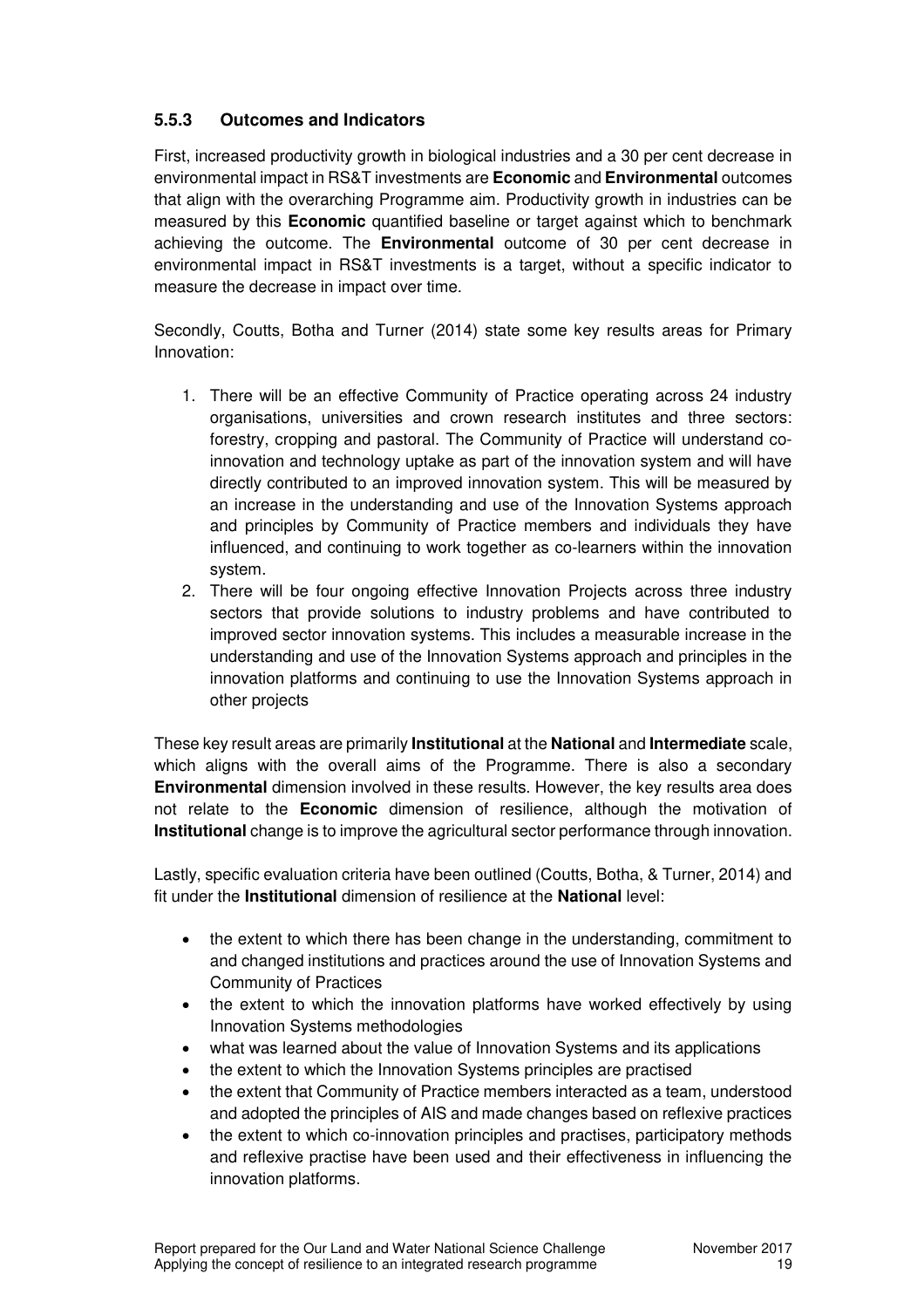### 5.5.3 Outcomes and Indicators

First, increased productivity growth in biological industries and a 30 per cent decrease in environmental impact in RS&T investments are **Economic** and **Environmental** outcomes that align with the overarching Programme aim. Productivity growth in industries can be measured by this **Economic** quantified baseline or target against which to benchmark achieving the outcome. The **Environmental** outcome of 30 per cent decrease in environmental impact in RS&T investments is a target, without a specific indicator to measure the decrease in impact over time.

Secondly, Coutts, Botha and Turner (2014) state some key results areas for Primary Innovation:

1. There will be an effective Community of Practice operating across 24 industry organisations, universities and crown research institutes and three sectors: forestry, cropping and pastoral. The Community of Practice will understand co-innovation and technology uptake as part of the innovation system and will have directly contributed to an improved innovation system. This will be measured by an increase in the understanding and use of the Innovation Systems approach and principles by Community of Practice members and individuals they have influenced, and continuing to work together as co-learners within the innovation system.
2. There will be four ongoing effective Innovation Projects across three industry sectors that provide solutions to industry problems and have contributed to improved sector innovation systems. This includes a measurable increase in the understanding and use of the Innovation Systems approach and principles in the innovation platforms and continuing to use the Innovation Systems approach in other projects

These key result areas are primarily **Institutional** at the **National** and **Intermediate** scale, which aligns with the overall aims of the Programme. There is also a secondary **Environmental** dimension involved in these results. However, the key results area does not relate to the **Economic** dimension of resilience, although the motivation of **Institutional** change is to improve the agricultural sector performance through innovation.

Lastly, specific evaluation criteria have been outlined (Coutts, Botha, & Turner, 2014) and fit under the **Institutional** dimension of resilience at the **National** level:

- the extent to which there has been change in the understanding, commitment to and changed institutions and practices around the use of Innovation Systems and Community of Practices
- the extent to which the innovation platforms have worked effectively by using Innovation Systems methodologies
- what was learned about the value of Innovation Systems and its applications
- the extent to which the Innovation Systems principles are practised
- the extent that Community of Practice members interacted as a team, understood and adopted the principles of AIS and made changes based on reflexive practices
- the extent to which co-innovation principles and practises, participatory methods and reflexive practise have been used and their effectiveness in influencing the innovation platforms.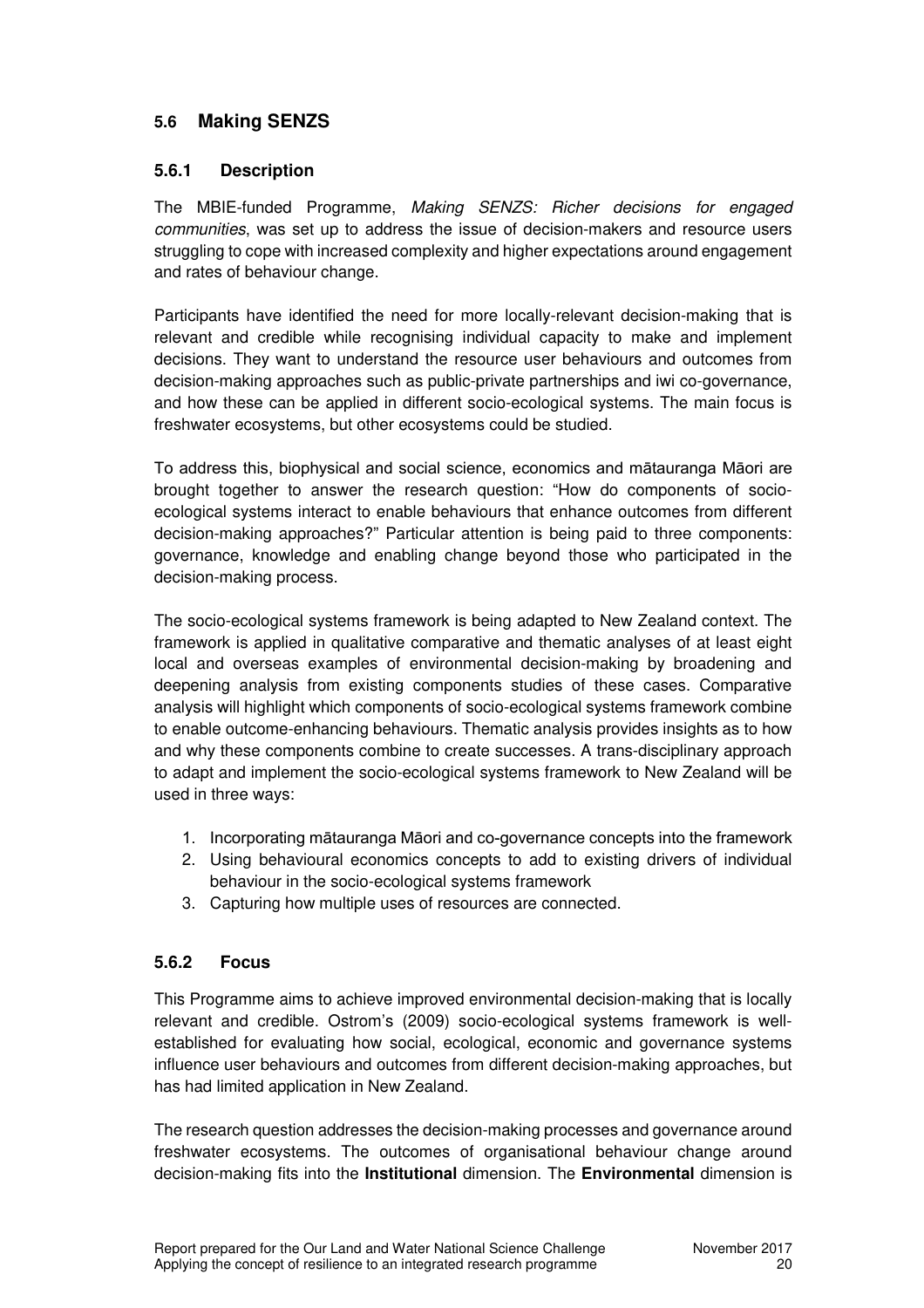## 5.6 Making SENZS

### 5.6.1 Description

The MBIE-funded Programme, *Making SENZS: Richer decisions for engaged communities*, was set up to address the issue of decision-makers and resource users struggling to cope with increased complexity and higher expectations around engagement and rates of behaviour change.

Participants have identified the need for more locally-relevant decision-making that is relevant and credible while recognising individual capacity to make and implement decisions. They want to understand the resource user behaviours and outcomes from decision-making approaches such as public-private partnerships and iwi co-governance, and how these can be applied in different socio-ecological systems. The main focus is freshwater ecosystems, but other ecosystems could be studied.

To address this, biophysical and social science, economics and mātauranga Māori are brought together to answer the research question: "How do components of socio-ecological systems interact to enable behaviours that enhance outcomes from different decision-making approaches?" Particular attention is being paid to three components: governance, knowledge and enabling change beyond those who participated in the decision-making process.

The socio-ecological systems framework is being adapted to New Zealand context. The framework is applied in qualitative comparative and thematic analyses of at least eight local and overseas examples of environmental decision-making by broadening and deepening analysis from existing components studies of these cases. Comparative analysis will highlight which components of socio-ecological systems framework combine to enable outcome-enhancing behaviours. Thematic analysis provides insights as to how and why these components combine to create successes. A trans-disciplinary approach to adapt and implement the socio-ecological systems framework to New Zealand will be used in three ways:

1. Incorporating mātauranga Māori and co-governance concepts into the framework
2. Using behavioural economics concepts to add to existing drivers of individual behaviour in the socio-ecological systems framework
3. Capturing how multiple uses of resources are connected.

### 5.6.2 Focus

This Programme aims to achieve improved environmental decision-making that is locally relevant and credible. Ostrom's (2009) socio-ecological systems framework is well-established for evaluating how social, ecological, economic and governance systems influence user behaviours and outcomes from different decision-making approaches, but has had limited application in New Zealand.

The research question addresses the decision-making processes and governance around freshwater ecosystems. The outcomes of organisational behaviour change around decision-making fits into the **Institutional** dimension. The **Environmental** dimension is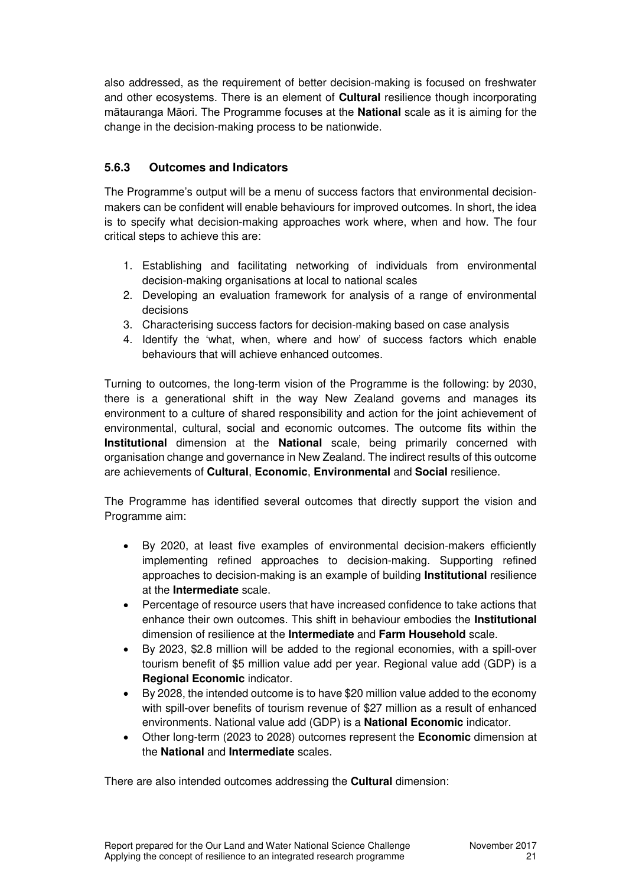also addressed, as the requirement of better decision-making is focused on freshwater and other ecosystems. There is an element of **Cultural** resilience though incorporating mātauranga Māori. The Programme focuses at the **National** scale as it is aiming for the change in the decision-making process to be nationwide.

### 5.6.3 Outcomes and Indicators

The Programme's output will be a menu of success factors that environmental decision-makers can be confident will enable behaviours for improved outcomes. In short, the idea is to specify what decision-making approaches work where, when and how. The four critical steps to achieve this are:

1. Establishing and facilitating networking of individuals from environmental decision-making organisations at local to national scales
2. Developing an evaluation framework for analysis of a range of environmental decisions
3. Characterising success factors for decision-making based on case analysis
4. Identify the 'what, when, where and how' of success factors which enable behaviours that will achieve enhanced outcomes.

Turning to outcomes, the long-term vision of the Programme is the following: by 2030, there is a generational shift in the way New Zealand governs and manages its environment to a culture of shared responsibility and action for the joint achievement of environmental, cultural, social and economic outcomes. The outcome fits within the **Institutional** dimension at the **National** scale, being primarily concerned with organisation change and governance in New Zealand. The indirect results of this outcome are achievements of **Cultural**, **Economic**, **Environmental** and **Social** resilience.

The Programme has identified several outcomes that directly support the vision and Programme aim:

- By 2020, at least five examples of environmental decision-makers efficiently implementing refined approaches to decision-making. Supporting refined approaches to decision-making is an example of building **Institutional** resilience at the **Intermediate** scale.
- Percentage of resource users that have increased confidence to take actions that enhance their own outcomes. This shift in behaviour embodies the **Institutional** dimension of resilience at the **Intermediate** and **Farm Household** scale.
- By 2023, $2.8 million will be added to the regional economies, with a spill-over tourism benefit of $5 million value add per year. Regional value add (GDP) is a **Regional Economic** indicator.
- By 2028, the intended outcome is to have $20 million value added to the economy with spill-over benefits of tourism revenue of $27 million as a result of enhanced environments. National value add (GDP) is a **National Economic** indicator.
- Other long-term (2023 to 2028) outcomes represent the **Economic** dimension at the **National** and **Intermediate** scales.

There are also intended outcomes addressing the **Cultural** dimension: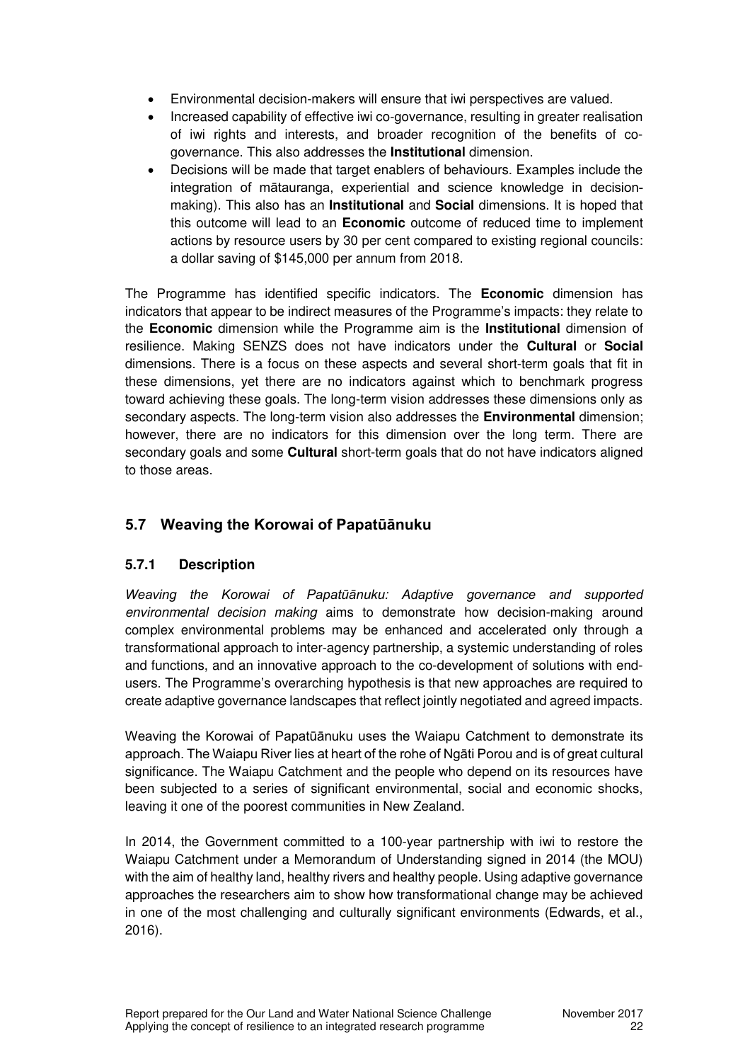- Environmental decision-makers will ensure that iwi perspectives are valued.
- Increased capability of effective iwi co-governance, resulting in greater realisation of iwi rights and interests, and broader recognition of the benefits of co-governance. This also addresses the **Institutional** dimension.
- Decisions will be made that target enablers of behaviours. Examples include the integration of mātauranga, experiential and science knowledge in decision-making). This also has an **Institutional** and **Social** dimensions. It is hoped that this outcome will lead to an **Economic** outcome of reduced time to implement actions by resource users by 30 per cent compared to existing regional councils: a dollar saving of $145,000 per annum from 2018.

The Programme has identified specific indicators. The **Economic** dimension has indicators that appear to be indirect measures of the Programme's impacts: they relate to the **Economic** dimension while the Programme aim is the **Institutional** dimension of resilience. Making SENZS does not have indicators under the **Cultural** or **Social** dimensions. There is a focus on these aspects and several short-term goals that fit in these dimensions, yet there are no indicators against which to benchmark progress toward achieving these goals. The long-term vision addresses these dimensions only as secondary aspects. The long-term vision also addresses the **Environmental** dimension; however, there are no indicators for this dimension over the long term. There are secondary goals and some **Cultural** short-term goals that do not have indicators aligned to those areas.

## 5.7 Weaving the Korowai of Papatūānuku

### 5.7.1 Description

*Weaving the Korowai of Papatūānuku: Adaptive governance and supported environmental decision making* aims to demonstrate how decision-making around complex environmental problems may be enhanced and accelerated only through a transformational approach to inter-agency partnership, a systemic understanding of roles and functions, and an innovative approach to the co-development of solutions with end-users. The Programme's overarching hypothesis is that new approaches are required to create adaptive governance landscapes that reflect jointly negotiated and agreed impacts.

Weaving the Korowai of Papatūānuku uses the Waiapu Catchment to demonstrate its approach. The Waiapu River lies at heart of the rohe of Ngāti Porou and is of great cultural significance. The Waiapu Catchment and the people who depend on its resources have been subjected to a series of significant environmental, social and economic shocks, leaving it one of the poorest communities in New Zealand.

In 2014, the Government committed to a 100-year partnership with iwi to restore the Waiapu Catchment under a Memorandum of Understanding signed in 2014 (the MOU) with the aim of healthy land, healthy rivers and healthy people. Using adaptive governance approaches the researchers aim to show how transformational change may be achieved in one of the most challenging and culturally significant environments (Edwards, et al., 2016).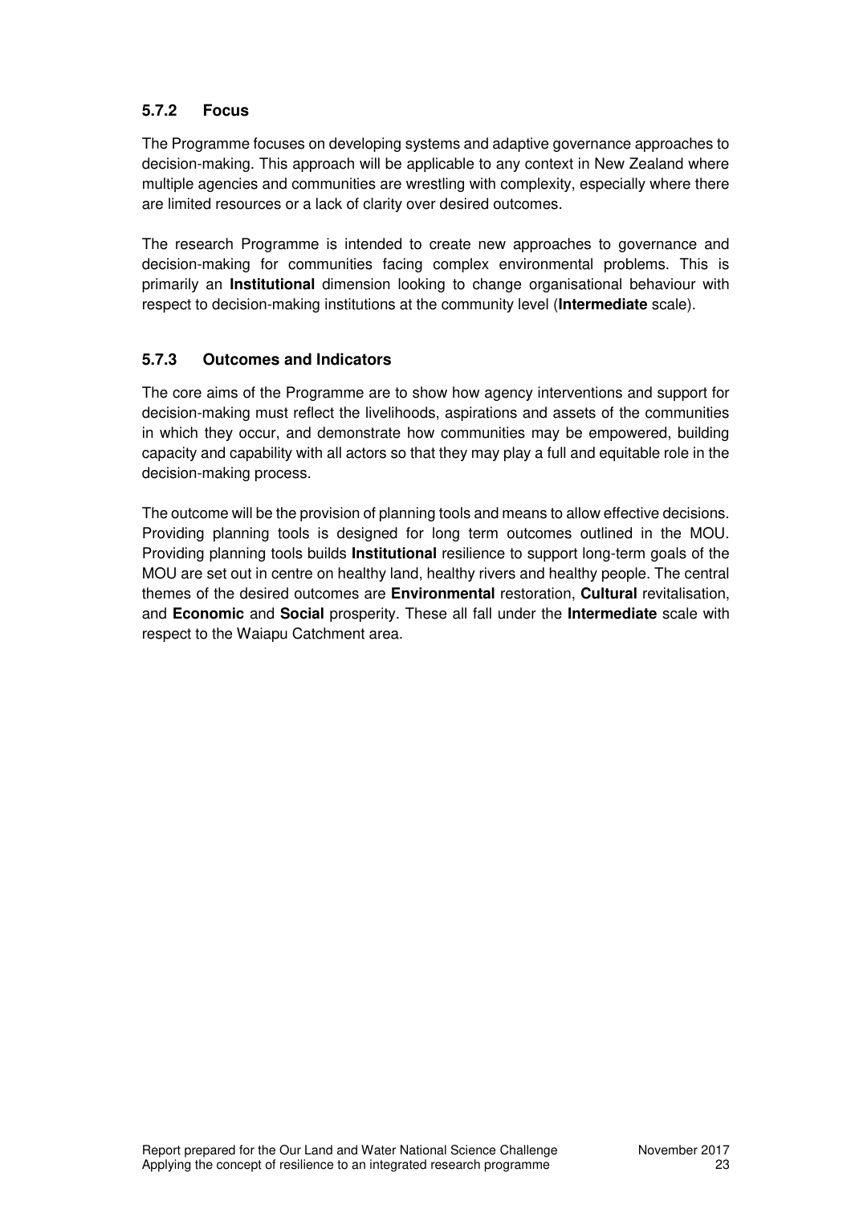### 5.7.2 Focus

The Programme focuses on developing systems and adaptive governance approaches to decision-making. This approach will be applicable to any context in New Zealand where multiple agencies and communities are wrestling with complexity, especially where there are limited resources or a lack of clarity over desired outcomes.

The research Programme is intended to create new approaches to governance and decision-making for communities facing complex environmental problems. This is primarily an **Institutional** dimension looking to change organisational behaviour with respect to decision-making institutions at the community level (**Intermediate** scale).

### 5.7.3 Outcomes and Indicators

The core aims of the Programme are to show how agency interventions and support for decision-making must reflect the livelihoods, aspirations and assets of the communities in which they occur, and demonstrate how communities may be empowered, building capacity and capability with all actors so that they may play a full and equitable role in the decision-making process.

The outcome will be the provision of planning tools and means to allow effective decisions. Providing planning tools is designed for long term outcomes outlined in the MOU. Providing planning tools builds **Institutional** resilience to support long-term goals of the MOU are set out in centre on healthy land, healthy rivers and healthy people. The central themes of the desired outcomes are **Environmental** restoration, **Cultural** revitalisation, and **Economic** and **Social** prosperity. These all fall under the **Intermediate** scale with respect to the Waiapu Catchment area.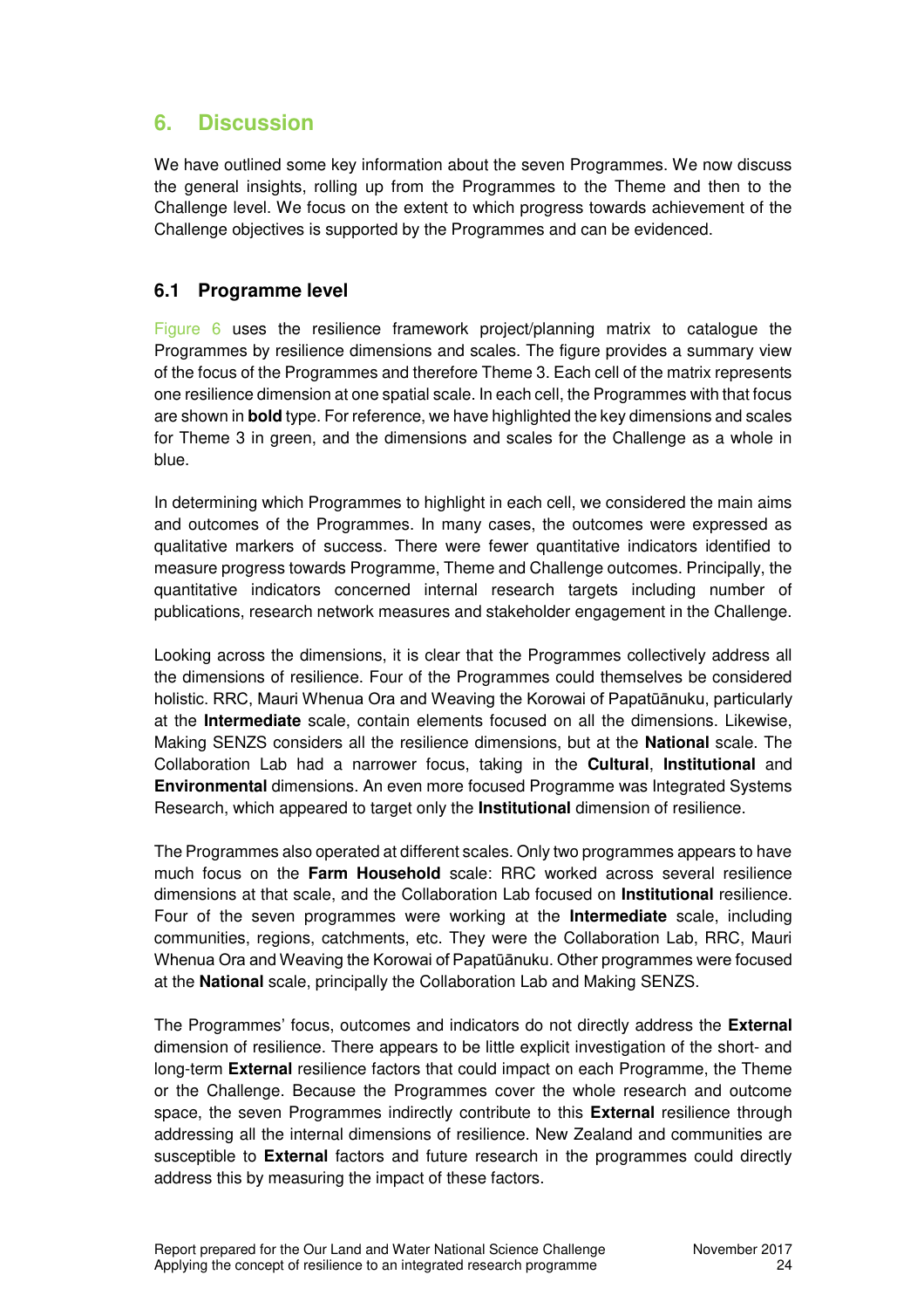## 6. Discussion

We have outlined some key information about the seven Programmes. We now discuss the general insights, rolling up from the Programmes to the Theme and then to the Challenge level. We focus on the extent to which progress towards achievement of the Challenge objectives is supported by the Programmes and can be evidenced.

### 6.1 Programme level

Figure 6 uses the resilience framework project/planning matrix to catalogue the Programmes by resilience dimensions and scales. The figure provides a summary view of the focus of the Programmes and therefore Theme 3. Each cell of the matrix represents one resilience dimension at one spatial scale. In each cell, the Programmes with that focus are shown in **bold** type. For reference, we have highlighted the key dimensions and scales for Theme 3 in green, and the dimensions and scales for the Challenge as a whole in blue.

In determining which Programmes to highlight in each cell, we considered the main aims and outcomes of the Programmes. In many cases, the outcomes were expressed as qualitative markers of success. There were fewer quantitative indicators identified to measure progress towards Programme, Theme and Challenge outcomes. Principally, the quantitative indicators concerned internal research targets including number of publications, research network measures and stakeholder engagement in the Challenge.

Looking across the dimensions, it is clear that the Programmes collectively address all the dimensions of resilience. Four of the Programmes could themselves be considered holistic. RRC, Mauri Whenua Ora and Weaving the Korowai of Papatūānuku, particularly at the **Intermediate** scale, contain elements focused on all the dimensions. Likewise, Making SENZS considers all the resilience dimensions, but at the **National** scale. The Collaboration Lab had a narrower focus, taking in the **Cultural**, **Institutional** and **Environmental** dimensions. An even more focused Programme was Integrated Systems Research, which appeared to target only the **Institutional** dimension of resilience.

The Programmes also operated at different scales. Only two programmes appears to have much focus on the **Farm Household** scale: RRC worked across several resilience dimensions at that scale, and the Collaboration Lab focused on **Institutional** resilience. Four of the seven programmes were working at the **Intermediate** scale, including communities, regions, catchments, etc. They were the Collaboration Lab, RRC, Mauri Whenua Ora and Weaving the Korowai of Papatūānuku. Other programmes were focused at the **National** scale, principally the Collaboration Lab and Making SENZS.

The Programmes' focus, outcomes and indicators do not directly address the **External** dimension of resilience. There appears to be little explicit investigation of the short- and long-term **External** resilience factors that could impact on each Programme, the Theme or the Challenge. Because the Programmes cover the whole research and outcome space, the seven Programmes indirectly contribute to this **External** resilience through addressing all the internal dimensions of resilience. New Zealand and communities are susceptible to **External** factors and future research in the programmes could directly address this by measuring the impact of these factors.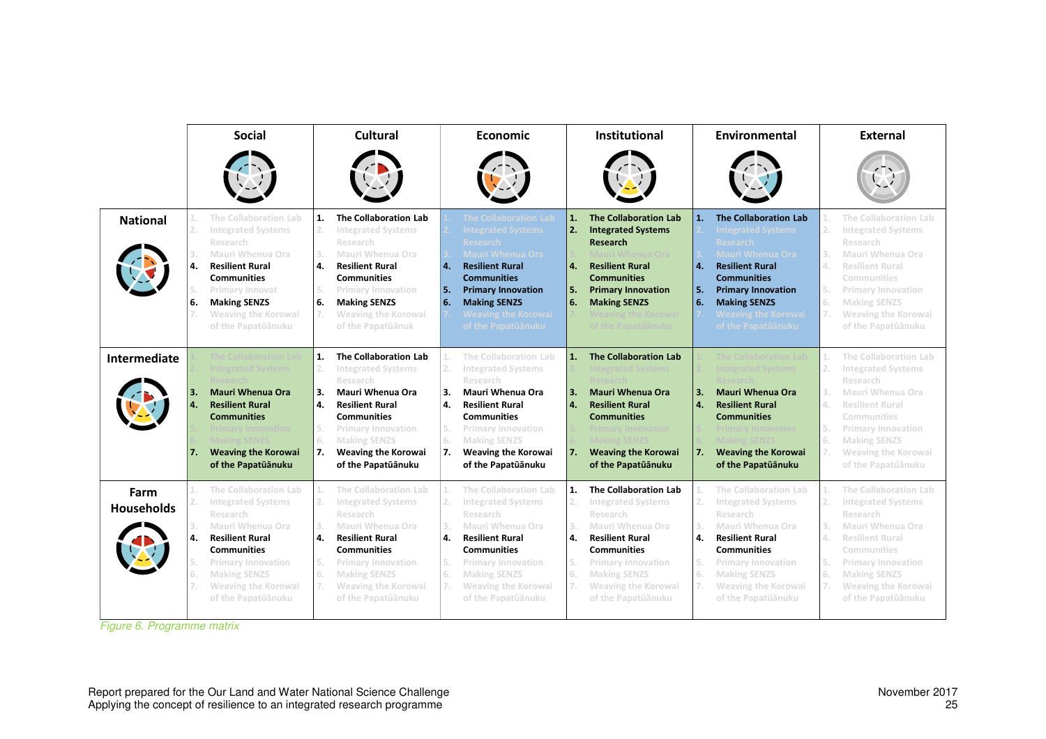| | Social | Cultural | Economic | Institutional | Environmental | External |
|---|---|---|---|---|---|---|
| **National** | 1. The Collaboration Lab<br>2. Integrated Systems Research<br>3. Mauri Whenua Ora<br>**4. Resilient Rural Communities**<br>5. Primary Innovat<br>**6. Making SENZS**<br>7. Weaving the Korowai of the Papatūānuku | **1. The Collaboration Lab**<br>2. Integrated Systems Research<br>3. Mauri Whenua Ora<br>**4. Resilient Rural Communities**<br>5. Primary Innovation<br>**6. Making SENZS**<br>7. Weaving the Korowai of the Papatūānuk | 1. The Collaboration Lab<br>2. Integrated Systems Research<br>3. Mauri Whenua Ora<br>**4. Resilient Rural Communities**<br>**5. Primary Innovation**<br>**6. Making SENZS**<br>7. Weaving the Korowai of the Papatūānuku | **1. The Collaboration Lab**<br>**2. Integrated Systems Research**<br>3. Mauri Whenua Ora<br>**4. Resilient Rural Communities**<br>**5. Primary Innovation**<br>**6. Making SENZS**<br>7. Weaving the Korowai of the Papatūānuku | **1. The Collaboration Lab**<br>2. Integrated Systems Research<br>3. Mauri Whenua Ora<br>**4. Resilient Rural Communities**<br>**5. Primary Innovation**<br>**6. Making SENZS**<br>7. Weaving the Korowai of the Papatūānuku | 1. The Collaboration Lab<br>2. Integrated Systems Research<br>3. Mauri Whenua Ora<br>4. Resilient Rural Communities<br>5. Primary Innovation<br>6. Making SENZS<br>7. Weaving the Korowai of the Papatūānuku |
| **Intermediate** | 1. The Collaboration Lab<br>2. Integrated Systems Research<br>**3. Mauri Whenua Ora**<br>**4. Resilient Rural Communities**<br>5. Primary Innovation<br>6. Making SENZS<br>**7. Weaving the Korowai of the Papatūānuku** | **1. The Collaboration Lab**<br>2. Integrated Systems Research<br>**3. Mauri Whenua Ora**<br>**4. Resilient Rural Communities**<br>5. Primary Innovation<br>6. Making SENZS<br>**7. Weaving the Korowai of the Papatūānuku** | 1. The Collaboration Lab<br>2. Integrated Systems Research<br>**3. Mauri Whenua Ora**<br>**4. Resilient Rural Communities**<br>5. Primary Innovation<br>6. Making SENZS<br>**7. Weaving the Korowai of the Papatūānuku** | **1. The Collaboration Lab**<br>2. Integrated Systems Research<br>**3. Mauri Whenua Ora**<br>**4. Resilient Rural Communities**<br>5. Primary Innovation<br>6. Making SENZS<br>**7. Weaving the Korowai of the Papatūānuku** | 1. The Collaboration Lab<br>2. Integrated Systems Research<br>**3. Mauri Whenua Ora**<br>**4. Resilient Rural Communities**<br>5. Primary Innovation<br>6. Making SENZS<br>**7. Weaving the Korowai of the Papatūānuku** | 1. The Collaboration Lab<br>2. Integrated Systems Research<br>3. Mauri Whenua Ora<br>4. Resilient Rural Communities<br>5. Primary Innovation<br>6. Making SENZS<br>7. Weaving the Korowai of the Papatūānuku |
| **Farm Households** | 1. The Collaboration Lab<br>2. Integrated Systems Research<br>3. Mauri Whenua Ora<br>**4. Resilient Rural Communities**<br>5. Primary Innovation<br>6. Making SENZS<br>7. Weaving the Korowai of the Papatūānuku | 1. The Collaboration Lab<br>2. Integrated Systems Research<br>3. Mauri Whenua Ora<br>**4. Resilient Rural Communities**<br>5. Primary Innovation<br>6. Making SENZS<br>7. Weaving the Korowai of the Papatūānuku | 1. The Collaboration Lab<br>2. Integrated Systems Research<br>3. Mauri Whenua Ora<br>**4. Resilient Rural Communities**<br>5. Primary Innovation<br>6. Making SENZS<br>7. Weaving the Korowai of the Papatūānuku | **1. The Collaboration Lab**<br>2. Integrated Systems Research<br>3. Mauri Whenua Ora<br>**4. Resilient Rural Communities**<br>5. Primary Innovation<br>6. Making SENZS<br>7. Weaving the Korowai of the Papatūānuku | 1. The Collaboration Lab<br>2. Integrated Systems Research<br>3. Mauri Whenua Ora<br>**4. Resilient Rural Communities**<br>5. Primary Innovation<br>6. Making SENZS<br>7. Weaving the Korowai of the Papatūānuku | 1. The Collaboration Lab<br>2. Integrated Systems Research<br>3. Mauri Whenua Ora<br>4. Resilient Rural Communities<br>5. Primary Innovation<br>6. Making SENZS<br>7. Weaving the Korowai of the Papatūānuku |

*Figure 6. Programme matrix*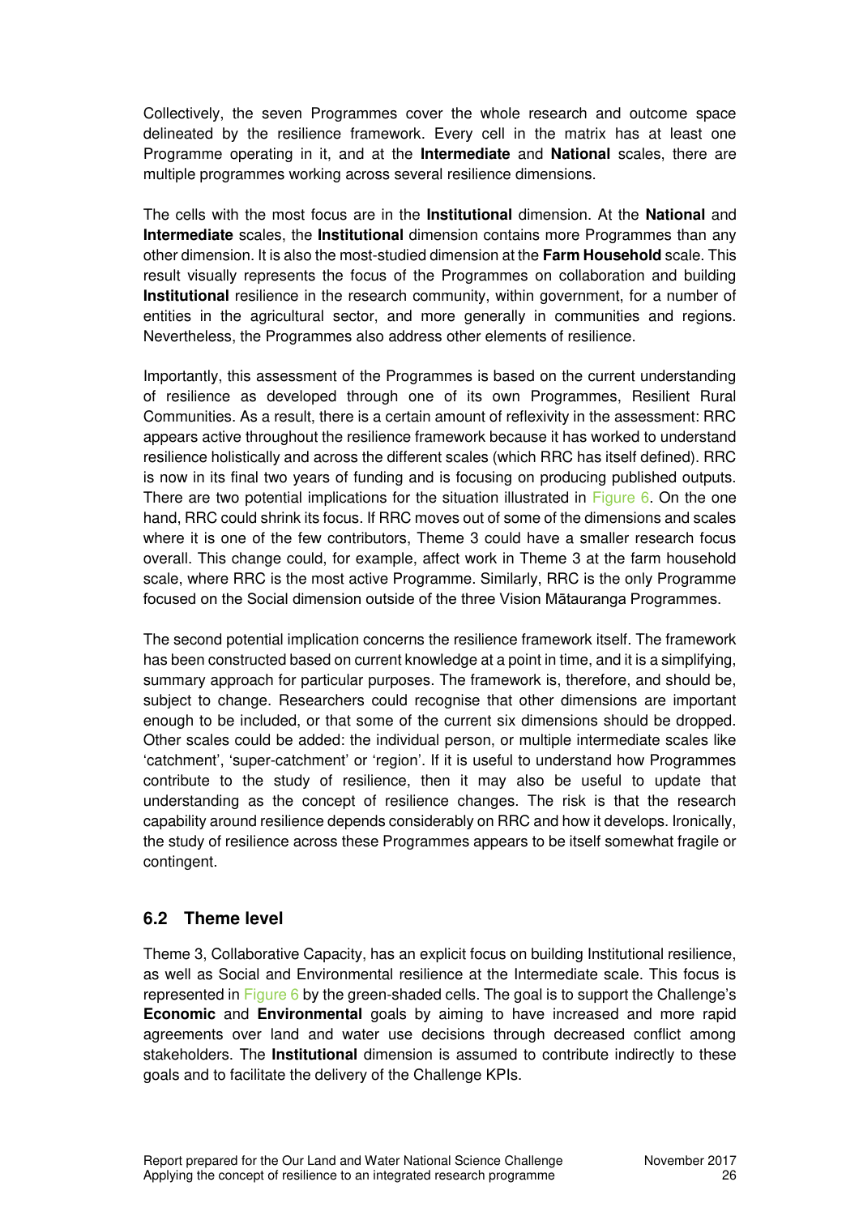Collectively, the seven Programmes cover the whole research and outcome space delineated by the resilience framework. Every cell in the matrix has at least one Programme operating in it, and at the **Intermediate** and **National** scales, there are multiple programmes working across several resilience dimensions.

The cells with the most focus are in the **Institutional** dimension. At the **National** and **Intermediate** scales, the **Institutional** dimension contains more Programmes than any other dimension. It is also the most-studied dimension at the **Farm Household** scale. This result visually represents the focus of the Programmes on collaboration and building **Institutional** resilience in the research community, within government, for a number of entities in the agricultural sector, and more generally in communities and regions. Nevertheless, the Programmes also address other elements of resilience.

Importantly, this assessment of the Programmes is based on the current understanding of resilience as developed through one of its own Programmes, Resilient Rural Communities. As a result, there is a certain amount of reflexivity in the assessment: RRC appears active throughout the resilience framework because it has worked to understand resilience holistically and across the different scales (which RRC has itself defined). RRC is now in its final two years of funding and is focusing on producing published outputs. There are two potential implications for the situation illustrated in Figure 6. On the one hand, RRC could shrink its focus. If RRC moves out of some of the dimensions and scales where it is one of the few contributors, Theme 3 could have a smaller research focus overall. This change could, for example, affect work in Theme 3 at the farm household scale, where RRC is the most active Programme. Similarly, RRC is the only Programme focused on the Social dimension outside of the three Vision Mātauranga Programmes.

The second potential implication concerns the resilience framework itself. The framework has been constructed based on current knowledge at a point in time, and it is a simplifying, summary approach for particular purposes. The framework is, therefore, and should be, subject to change. Researchers could recognise that other dimensions are important enough to be included, or that some of the current six dimensions should be dropped. Other scales could be added: the individual person, or multiple intermediate scales like 'catchment', 'super-catchment' or 'region'. If it is useful to understand how Programmes contribute to the study of resilience, then it may also be useful to update that understanding as the concept of resilience changes. The risk is that the research capability around resilience depends considerably on RRC and how it develops. Ironically, the study of resilience across these Programmes appears to be itself somewhat fragile or contingent.

## 6.2 Theme level

Theme 3, Collaborative Capacity, has an explicit focus on building Institutional resilience, as well as Social and Environmental resilience at the Intermediate scale. This focus is represented in Figure 6 by the green-shaded cells. The goal is to support the Challenge's **Economic** and **Environmental** goals by aiming to have increased and more rapid agreements over land and water use decisions through decreased conflict among stakeholders. The **Institutional** dimension is assumed to contribute indirectly to these goals and to facilitate the delivery of the Challenge KPIs.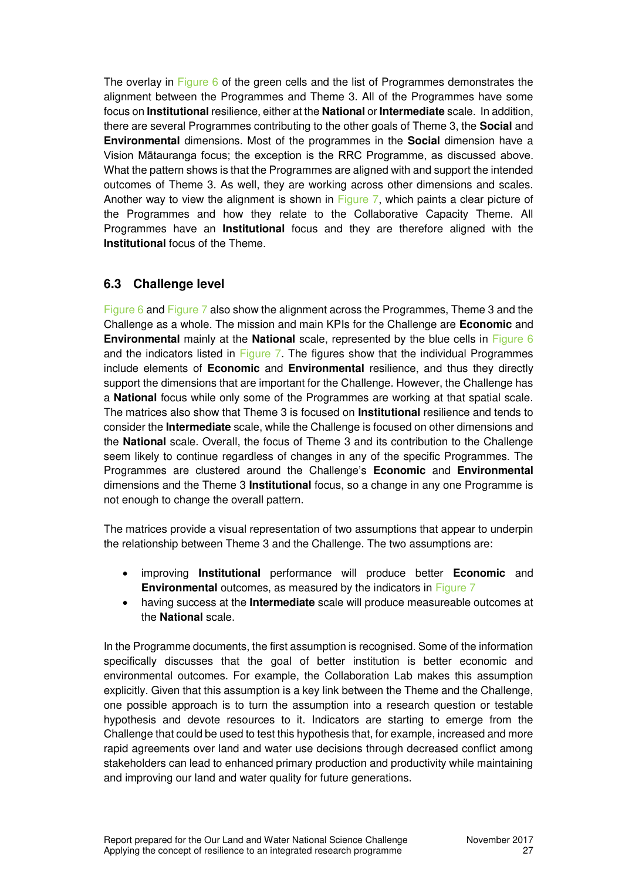The overlay in Figure 6 of the green cells and the list of Programmes demonstrates the alignment between the Programmes and Theme 3. All of the Programmes have some focus on **Institutional** resilience, either at the **National** or **Intermediate** scale. In addition, there are several Programmes contributing to the other goals of Theme 3, the **Social** and **Environmental** dimensions. Most of the programmes in the **Social** dimension have a Vision Mātauranga focus; the exception is the RRC Programme, as discussed above. What the pattern shows is that the Programmes are aligned with and support the intended outcomes of Theme 3. As well, they are working across other dimensions and scales. Another way to view the alignment is shown in Figure 7, which paints a clear picture of the Programmes and how they relate to the Collaborative Capacity Theme. All Programmes have an **Institutional** focus and they are therefore aligned with the **Institutional** focus of the Theme.

## 6.3 Challenge level

Figure 6 and Figure 7 also show the alignment across the Programmes, Theme 3 and the Challenge as a whole. The mission and main KPIs for the Challenge are **Economic** and **Environmental** mainly at the **National** scale, represented by the blue cells in Figure 6 and the indicators listed in Figure 7. The figures show that the individual Programmes include elements of **Economic** and **Environmental** resilience, and thus they directly support the dimensions that are important for the Challenge. However, the Challenge has a **National** focus while only some of the Programmes are working at that spatial scale. The matrices also show that Theme 3 is focused on **Institutional** resilience and tends to consider the **Intermediate** scale, while the Challenge is focused on other dimensions and the **National** scale. Overall, the focus of Theme 3 and its contribution to the Challenge seem likely to continue regardless of changes in any of the specific Programmes. The Programmes are clustered around the Challenge's **Economic** and **Environmental** dimensions and the Theme 3 **Institutional** focus, so a change in any one Programme is not enough to change the overall pattern.

The matrices provide a visual representation of two assumptions that appear to underpin the relationship between Theme 3 and the Challenge. The two assumptions are:

- improving **Institutional** performance will produce better **Economic** and **Environmental** outcomes, as measured by the indicators in Figure 7
- having success at the **Intermediate** scale will produce measureable outcomes at the **National** scale.

In the Programme documents, the first assumption is recognised. Some of the information specifically discusses that the goal of better institution is better economic and environmental outcomes. For example, the Collaboration Lab makes this assumption explicitly. Given that this assumption is a key link between the Theme and the Challenge, one possible approach is to turn the assumption into a research question or testable hypothesis and devote resources to it. Indicators are starting to emerge from the Challenge that could be used to test this hypothesis that, for example, increased and more rapid agreements over land and water use decisions through decreased conflict among stakeholders can lead to enhanced primary production and productivity while maintaining and improving our land and water quality for future generations.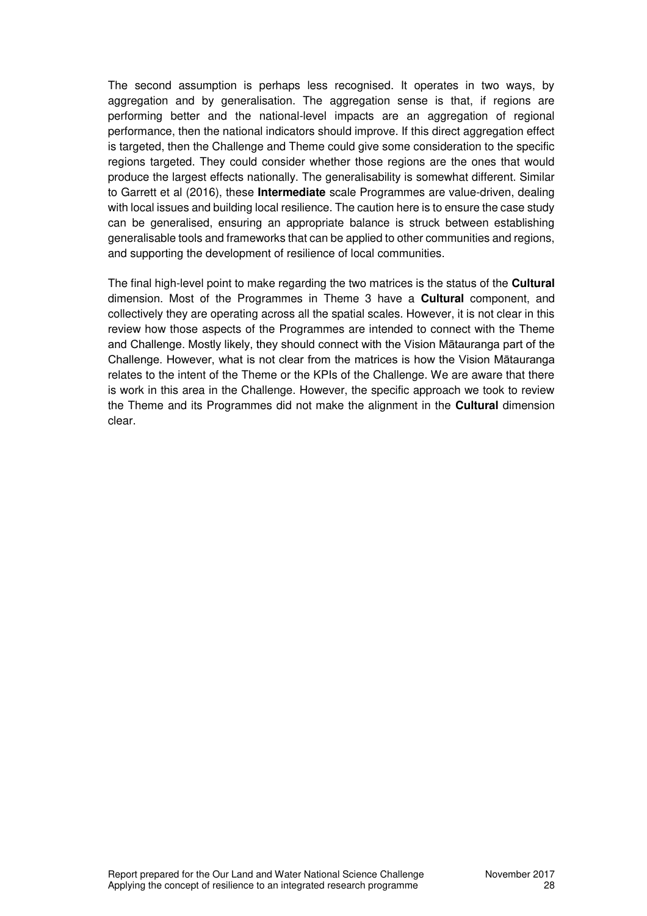The second assumption is perhaps less recognised. It operates in two ways, by aggregation and by generalisation. The aggregation sense is that, if regions are performing better and the national-level impacts are an aggregation of regional performance, then the national indicators should improve. If this direct aggregation effect is targeted, then the Challenge and Theme could give some consideration to the specific regions targeted. They could consider whether those regions are the ones that would produce the largest effects nationally. The generalisability is somewhat different. Similar to Garrett et al (2016), these **Intermediate** scale Programmes are value-driven, dealing with local issues and building local resilience. The caution here is to ensure the case study can be generalised, ensuring an appropriate balance is struck between establishing generalisable tools and frameworks that can be applied to other communities and regions, and supporting the development of resilience of local communities.

The final high-level point to make regarding the two matrices is the status of the **Cultural** dimension. Most of the Programmes in Theme 3 have a **Cultural** component, and collectively they are operating across all the spatial scales. However, it is not clear in this review how those aspects of the Programmes are intended to connect with the Theme and Challenge. Mostly likely, they should connect with the Vision Mātauranga part of the Challenge. However, what is not clear from the matrices is how the Vision Mātauranga relates to the intent of the Theme or the KPIs of the Challenge. We are aware that there is work in this area in the Challenge. However, the specific approach we took to review the Theme and its Programmes did not make the alignment in the **Cultural** dimension clear.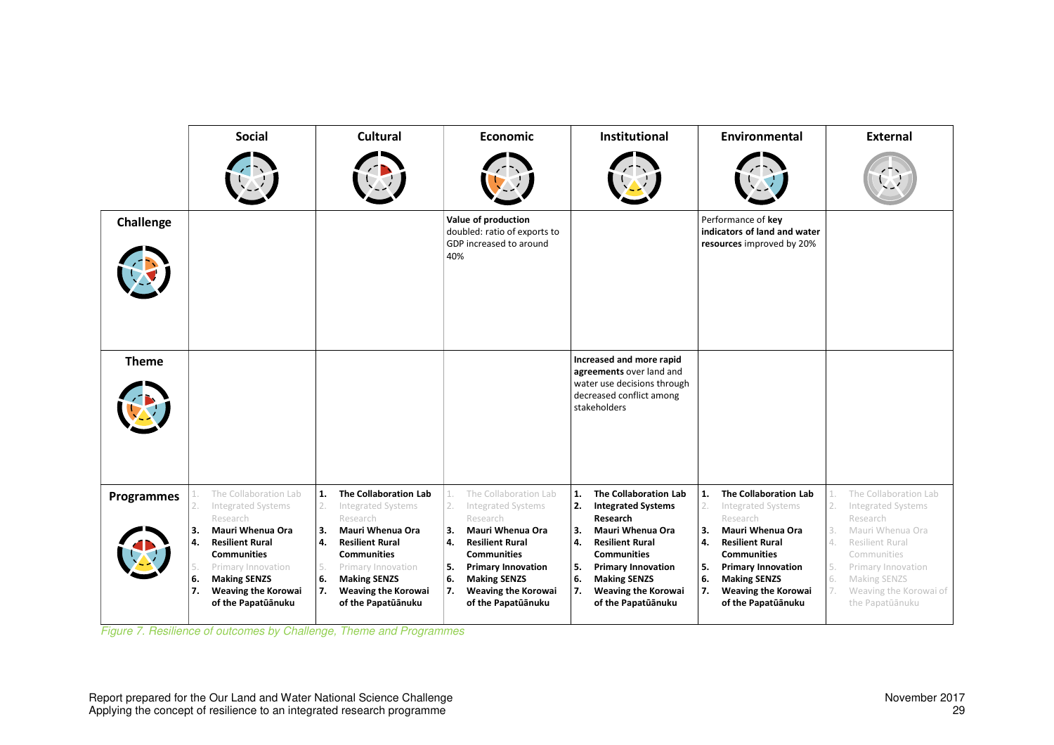|  | Social | Cultural | Economic | Institutional | Environmental | External |
|---|---|---|---|---|---|---|
| **Challenge** |  |  | **Value of production** doubled: ratio of exports to GDP increased to around 40% |  | Performance of **key indicators of land and water resources** improved by 20% |  |
| **Theme** |  |  |  | **Increased and more rapid agreements** over land and water use decisions through decreased conflict among stakeholders |  |  |
| **Programmes** | 1. The Collaboration Lab<br>2. Integrated Systems Research<br>**3. Mauri Whenua Ora**<br>**4. Resilient Rural Communities**<br>5. Primary Innovation<br>**6. Making SENZS**<br>**7. Weaving the Korowai of the Papatūānuku** | **1. The Collaboration Lab**<br>2. Integrated Systems Research<br>**3. Mauri Whenua Ora**<br>**4. Resilient Rural Communities**<br>5. Primary Innovation<br>**6. Making SENZS**<br>**7. Weaving the Korowai of the Papatūānuku** | 1. The Collaboration Lab<br>2. Integrated Systems Research<br>**3. Mauri Whenua Ora**<br>**4. Resilient Rural Communities**<br>**5. Primary Innovation**<br>**6. Making SENZS**<br>**7. Weaving the Korowai of the Papatūānuku** | **1. The Collaboration Lab**<br>**2. Integrated Systems Research**<br>**3. Mauri Whenua Ora**<br>**4. Resilient Rural Communities**<br>**5. Primary Innovation**<br>**6. Making SENZS**<br>**7. Weaving the Korowai of the Papatūānuku** | **1. The Collaboration Lab**<br>2. Integrated Systems Research<br>**3. Mauri Whenua Ora**<br>**4. Resilient Rural Communities**<br>**5. Primary Innovation**<br>**6. Making SENZS**<br>**7. Weaving the Korowai of the Papatūānuku** | 1. The Collaboration Lab<br>2. Integrated Systems Research<br>3. Mauri Whenua Ora<br>4. Resilient Rural Communities<br>5. Primary Innovation<br>6. Making SENZS<br>7. Weaving the Korowai of the Papatūānuku |

*Figure 7. Resilience of outcomes by Challenge, Theme and Programmes*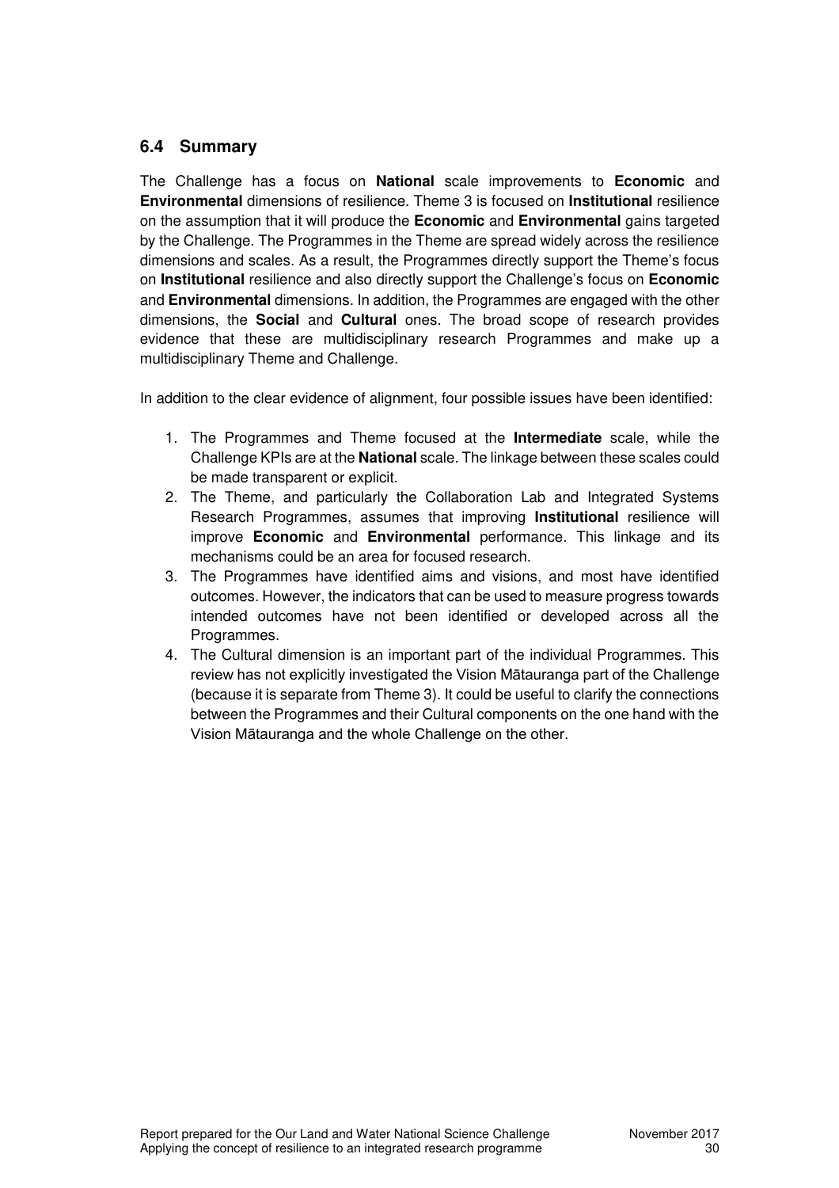## 6.4 Summary

The Challenge has a focus on **National** scale improvements to **Economic** and **Environmental** dimensions of resilience. Theme 3 is focused on **Institutional** resilience on the assumption that it will produce the **Economic** and **Environmental** gains targeted by the Challenge. The Programmes in the Theme are spread widely across the resilience dimensions and scales. As a result, the Programmes directly support the Theme's focus on **Institutional** resilience and also directly support the Challenge's focus on **Economic** and **Environmental** dimensions. In addition, the Programmes are engaged with the other dimensions, the **Social** and **Cultural** ones. The broad scope of research provides evidence that these are multidisciplinary research Programmes and make up a multidisciplinary Theme and Challenge.

In addition to the clear evidence of alignment, four possible issues have been identified:

1. The Programmes and Theme focused at the **Intermediate** scale, while the Challenge KPIs are at the **National** scale. The linkage between these scales could be made transparent or explicit.
2. The Theme, and particularly the Collaboration Lab and Integrated Systems Research Programmes, assumes that improving **Institutional** resilience will improve **Economic** and **Environmental** performance. This linkage and its mechanisms could be an area for focused research.
3. The Programmes have identified aims and visions, and most have identified outcomes. However, the indicators that can be used to measure progress towards intended outcomes have not been identified or developed across all the Programmes.
4. The Cultural dimension is an important part of the individual Programmes. This review has not explicitly investigated the Vision Mātauranga part of the Challenge (because it is separate from Theme 3). It could be useful to clarify the connections between the Programmes and their Cultural components on the one hand with the Vision Mātauranga and the whole Challenge on the other.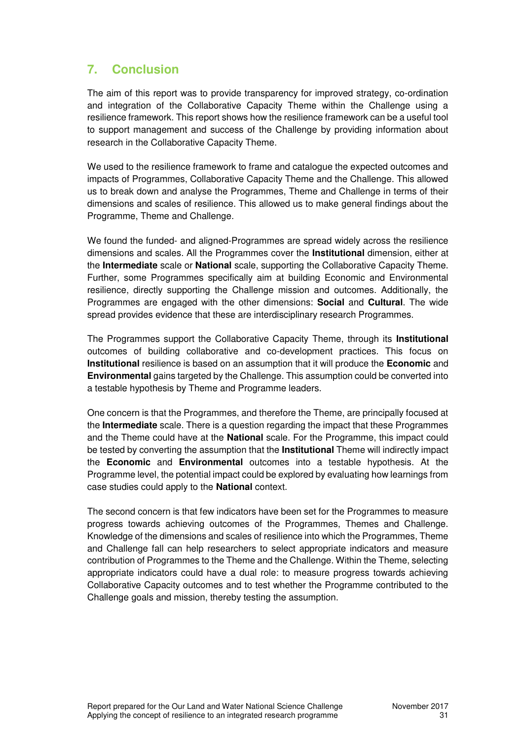## 7. Conclusion

The aim of this report was to provide transparency for improved strategy, co-ordination and integration of the Collaborative Capacity Theme within the Challenge using a resilience framework. This report shows how the resilience framework can be a useful tool to support management and success of the Challenge by providing information about research in the Collaborative Capacity Theme.

We used to the resilience framework to frame and catalogue the expected outcomes and impacts of Programmes, Collaborative Capacity Theme and the Challenge. This allowed us to break down and analyse the Programmes, Theme and Challenge in terms of their dimensions and scales of resilience. This allowed us to make general findings about the Programme, Theme and Challenge.

We found the funded- and aligned-Programmes are spread widely across the resilience dimensions and scales. All the Programmes cover the **Institutional** dimension, either at the **Intermediate** scale or **National** scale, supporting the Collaborative Capacity Theme. Further, some Programmes specifically aim at building Economic and Environmental resilience, directly supporting the Challenge mission and outcomes. Additionally, the Programmes are engaged with the other dimensions: **Social** and **Cultural**. The wide spread provides evidence that these are interdisciplinary research Programmes.

The Programmes support the Collaborative Capacity Theme, through its **Institutional** outcomes of building collaborative and co-development practices. This focus on **Institutional** resilience is based on an assumption that it will produce the **Economic** and **Environmental** gains targeted by the Challenge. This assumption could be converted into a testable hypothesis by Theme and Programme leaders.

One concern is that the Programmes, and therefore the Theme, are principally focused at the **Intermediate** scale. There is a question regarding the impact that these Programmes and the Theme could have at the **National** scale. For the Programme, this impact could be tested by converting the assumption that the **Institutional** Theme will indirectly impact the **Economic** and **Environmental** outcomes into a testable hypothesis. At the Programme level, the potential impact could be explored by evaluating how learnings from case studies could apply to the **National** context.

The second concern is that few indicators have been set for the Programmes to measure progress towards achieving outcomes of the Programmes, Themes and Challenge. Knowledge of the dimensions and scales of resilience into which the Programmes, Theme and Challenge fall can help researchers to select appropriate indicators and measure contribution of Programmes to the Theme and the Challenge. Within the Theme, selecting appropriate indicators could have a dual role: to measure progress towards achieving Collaborative Capacity outcomes and to test whether the Programme contributed to the Challenge goals and mission, thereby testing the assumption.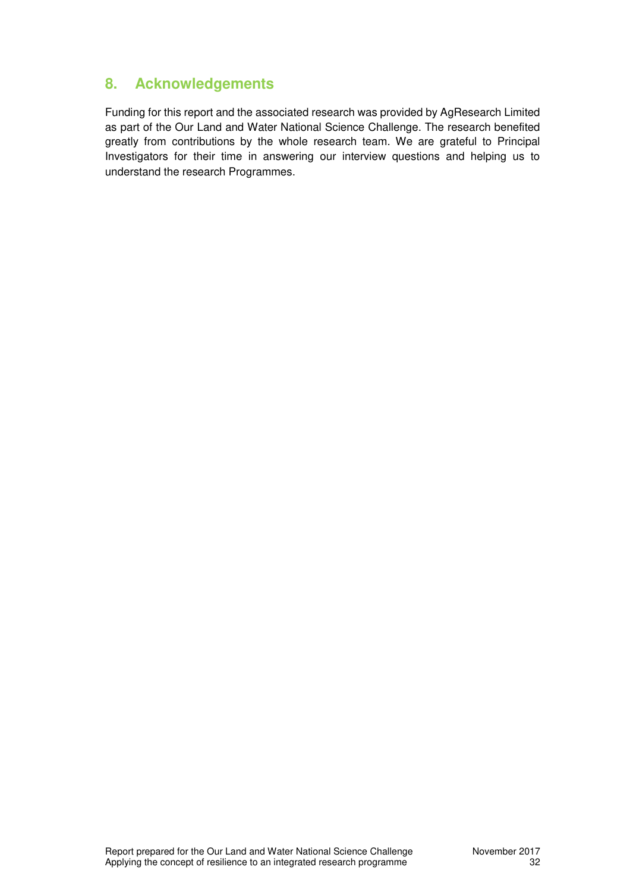## 8. Acknowledgements

Funding for this report and the associated research was provided by AgResearch Limited as part of the Our Land and Water National Science Challenge. The research benefited greatly from contributions by the whole research team. We are grateful to Principal Investigators for their time in answering our interview questions and helping us to understand the research Programmes.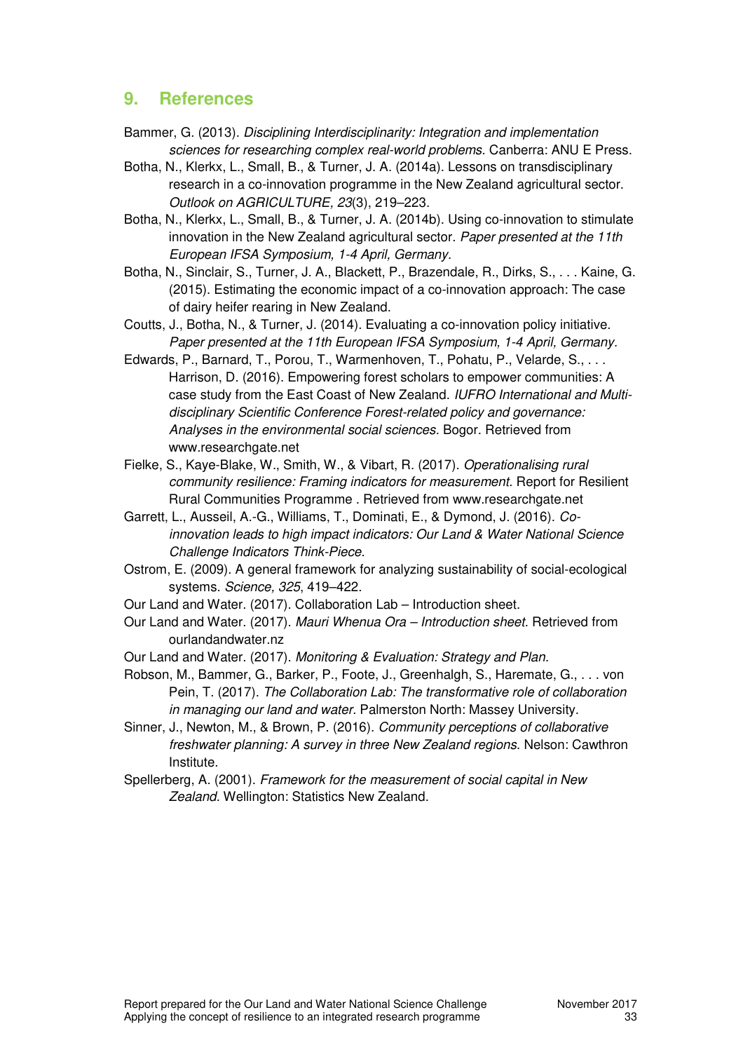## 9. References

Bammer, G. (2013). *Disciplining Interdisciplinarity: Integration and implementation sciences for researching complex real-world problems.* Canberra: ANU E Press.

Botha, N., Klerkx, L., Small, B., & Turner, J. A. (2014a). Lessons on transdisciplinary research in a co-innovation programme in the New Zealand agricultural sector. *Outlook on AGRICULTURE, 23*(3), 219–223.

Botha, N., Klerkx, L., Small, B., & Turner, J. A. (2014b). Using co-innovation to stimulate innovation in the New Zealand agricultural sector. *Paper presented at the 11th European IFSA Symposium, 1-4 April, Germany.*

Botha, N., Sinclair, S., Turner, J. A., Blackett, P., Brazendale, R., Dirks, S., . . . Kaine, G. (2015). Estimating the economic impact of a co-innovation approach: The case of dairy heifer rearing in New Zealand.

Coutts, J., Botha, N., & Turner, J. (2014). Evaluating a co-innovation policy initiative. *Paper presented at the 11th European IFSA Symposium, 1-4 April, Germany.*

Edwards, P., Barnard, T., Porou, T., Warmenhoven, T., Pohatu, P., Velarde, S., . . . Harrison, D. (2016). Empowering forest scholars to empower communities: A case study from the East Coast of New Zealand. *IUFRO International and Multi-disciplinary Scientific Conference Forest-related policy and governance: Analyses in the environmental social sciences.* Bogor. Retrieved from www.researchgate.net

Fielke, S., Kaye-Blake, W., Smith, W., & Vibart, R. (2017). *Operationalising rural community resilience: Framing indicators for measurement.* Report for Resilient Rural Communities Programme . Retrieved from www.researchgate.net

Garrett, L., Ausseil, A.-G., Williams, T., Dominati, E., & Dymond, J. (2016). *Co-innovation leads to high impact indicators: Our Land & Water National Science Challenge Indicators Think-Piece.*

Ostrom, E. (2009). A general framework for analyzing sustainability of social-ecological systems. *Science, 325*, 419–422.

Our Land and Water. (2017). Collaboration Lab – Introduction sheet.

Our Land and Water. (2017). *Mauri Whenua Ora – Introduction sheet.* Retrieved from ourlandandwater.nz

Our Land and Water. (2017). *Monitoring & Evaluation: Strategy and Plan.*

Robson, M., Bammer, G., Barker, P., Foote, J., Greenhalgh, S., Haremate, G., . . . von Pein, T. (2017). *The Collaboration Lab: The transformative role of collaboration in managing our land and water.* Palmerston North: Massey University.

Sinner, J., Newton, M., & Brown, P. (2016). *Community perceptions of collaborative freshwater planning: A survey in three New Zealand regions.* Nelson: Cawthron Institute.

Spellerberg, A. (2001). *Framework for the measurement of social capital in New Zealand.* Wellington: Statistics New Zealand.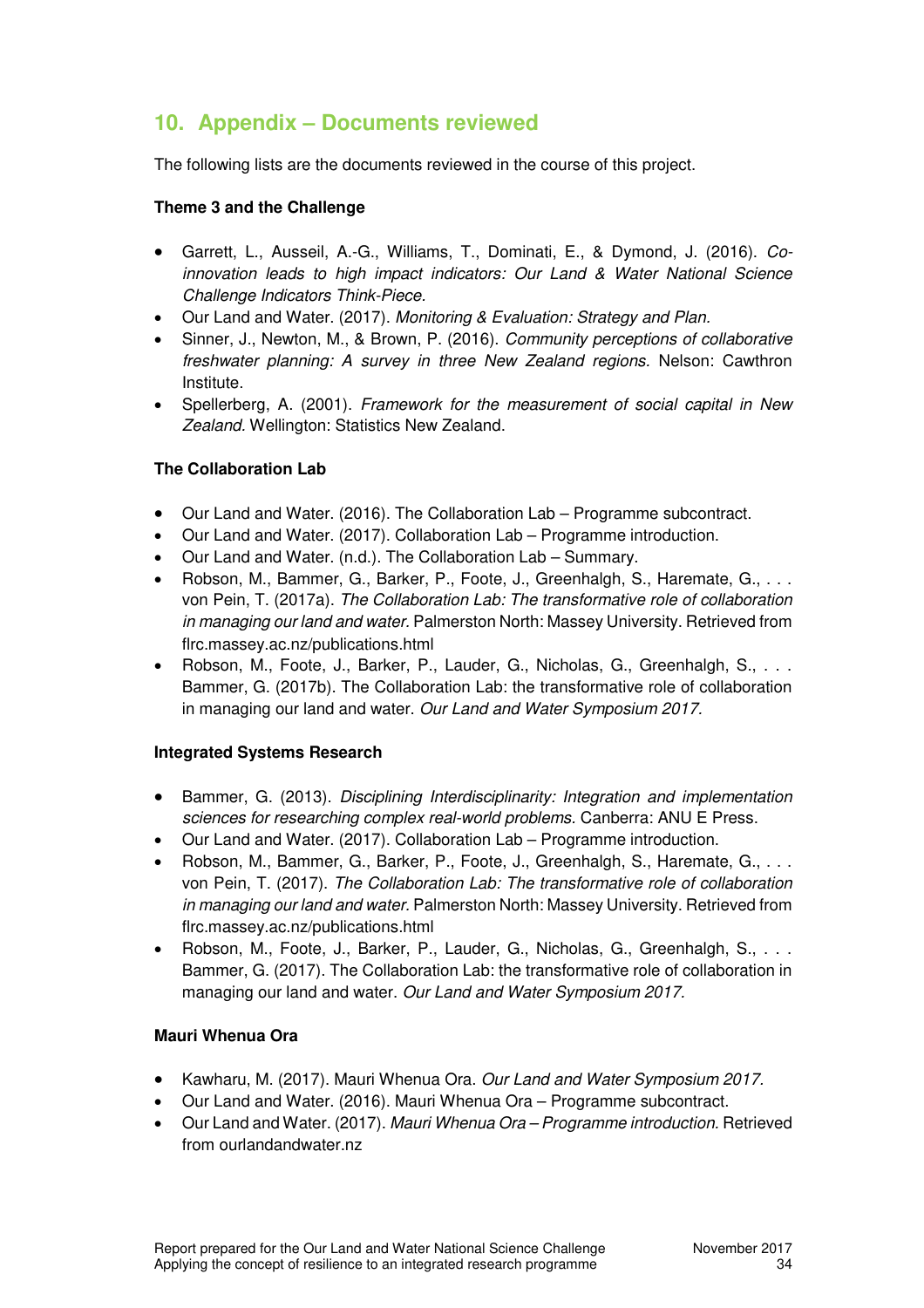## 10. Appendix – Documents reviewed

The following lists are the documents reviewed in the course of this project.

**Theme 3 and the Challenge**

- Garrett, L., Ausseil, A.-G., Williams, T., Dominati, E., & Dymond, J. (2016). *Co-innovation leads to high impact indicators: Our Land & Water National Science Challenge Indicators Think-Piece.*
- Our Land and Water. (2017). *Monitoring & Evaluation: Strategy and Plan.*
- Sinner, J., Newton, M., & Brown, P. (2016). *Community perceptions of collaborative freshwater planning: A survey in three New Zealand regions.* Nelson: Cawthron Institute.
- Spellerberg, A. (2001). *Framework for the measurement of social capital in New Zealand.* Wellington: Statistics New Zealand.

**The Collaboration Lab**

- Our Land and Water. (2016). The Collaboration Lab – Programme subcontract.
- Our Land and Water. (2017). Collaboration Lab – Programme introduction.
- Our Land and Water. (n.d.). The Collaboration Lab – Summary.
- Robson, M., Bammer, G., Barker, P., Foote, J., Greenhalgh, S., Haremate, G., . . . von Pein, T. (2017a). *The Collaboration Lab: The transformative role of collaboration in managing our land and water.* Palmerston North: Massey University. Retrieved from flrc.massey.ac.nz/publications.html
- Robson, M., Foote, J., Barker, P., Lauder, G., Nicholas, G., Greenhalgh, S., . . . Bammer, G. (2017b). The Collaboration Lab: the transformative role of collaboration in managing our land and water. *Our Land and Water Symposium 2017.*

**Integrated Systems Research**

- Bammer, G. (2013). *Disciplining Interdisciplinarity: Integration and implementation sciences for researching complex real-world problems.* Canberra: ANU E Press.
- Our Land and Water. (2017). Collaboration Lab – Programme introduction.
- Robson, M., Bammer, G., Barker, P., Foote, J., Greenhalgh, S., Haremate, G., . . . von Pein, T. (2017). *The Collaboration Lab: The transformative role of collaboration in managing our land and water.* Palmerston North: Massey University. Retrieved from flrc.massey.ac.nz/publications.html
- Robson, M., Foote, J., Barker, P., Lauder, G., Nicholas, G., Greenhalgh, S., . . . Bammer, G. (2017). The Collaboration Lab: the transformative role of collaboration in managing our land and water. *Our Land and Water Symposium 2017.*

**Mauri Whenua Ora**

- Kawharu, M. (2017). Mauri Whenua Ora. *Our Land and Water Symposium 2017.*
- Our Land and Water. (2016). Mauri Whenua Ora – Programme subcontract.
- Our Land and Water. (2017). *Mauri Whenua Ora – Programme introduction.* Retrieved from ourlandandwater.nz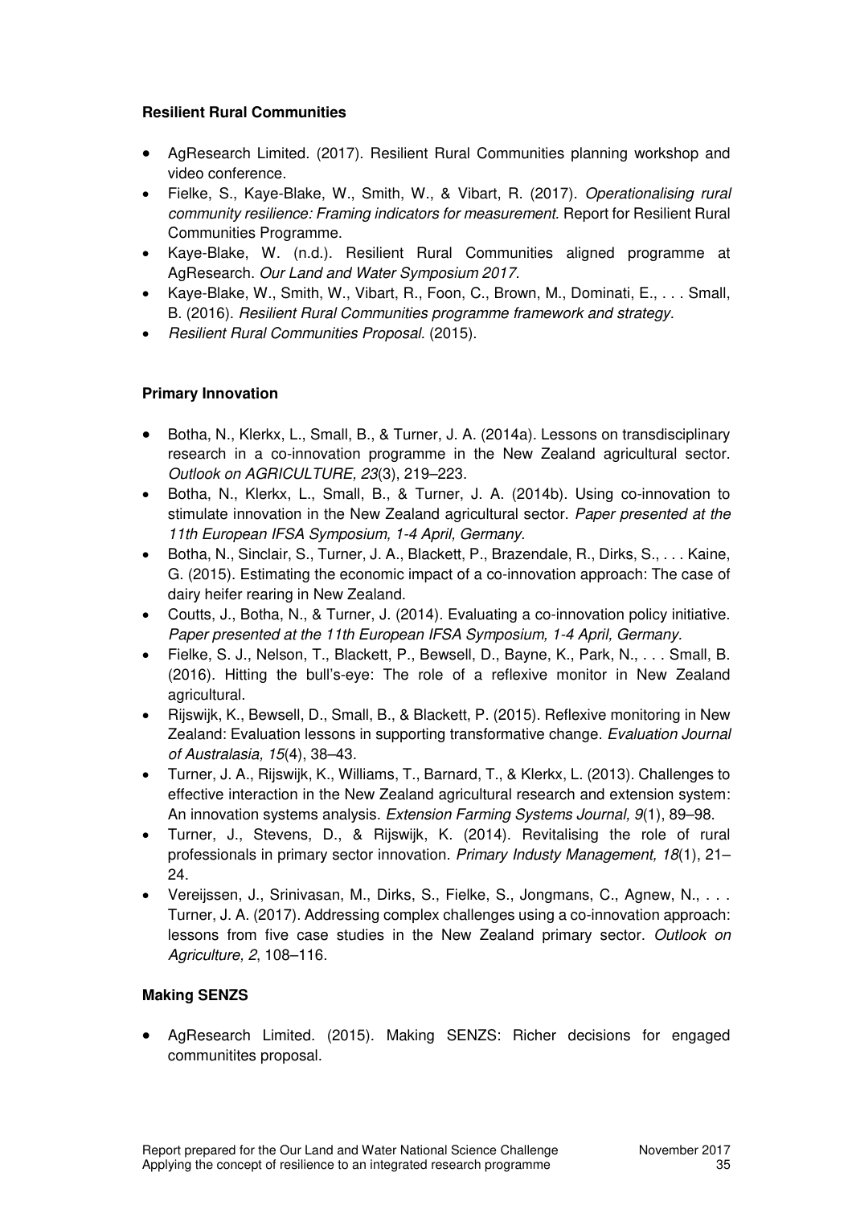**Resilient Rural Communities**

- AgResearch Limited. (2017). Resilient Rural Communities planning workshop and video conference.
- Fielke, S., Kaye-Blake, W., Smith, W., & Vibart, R. (2017). *Operationalising rural community resilience: Framing indicators for measurement.* Report for Resilient Rural Communities Programme.
- Kaye-Blake, W. (n.d.). Resilient Rural Communities aligned programme at AgResearch. *Our Land and Water Symposium 2017.*
- Kaye-Blake, W., Smith, W., Vibart, R., Foon, C., Brown, M., Dominati, E., . . . Small, B. (2016). *Resilient Rural Communities programme framework and strategy.*
- *Resilient Rural Communities Proposal.* (2015).

**Primary Innovation**

- Botha, N., Klerkx, L., Small, B., & Turner, J. A. (2014a). Lessons on transdisciplinary research in a co-innovation programme in the New Zealand agricultural sector. *Outlook on AGRICULTURE, 23*(3), 219–223.
- Botha, N., Klerkx, L., Small, B., & Turner, J. A. (2014b). Using co-innovation to stimulate innovation in the New Zealand agricultural sector. *Paper presented at the 11th European IFSA Symposium, 1-4 April, Germany.*
- Botha, N., Sinclair, S., Turner, J. A., Blackett, P., Brazendale, R., Dirks, S., . . . Kaine, G. (2015). Estimating the economic impact of a co-innovation approach: The case of dairy heifer rearing in New Zealand.
- Coutts, J., Botha, N., & Turner, J. (2014). Evaluating a co-innovation policy initiative. *Paper presented at the 11th European IFSA Symposium, 1-4 April, Germany.*
- Fielke, S. J., Nelson, T., Blackett, P., Bewsell, D., Bayne, K., Park, N., . . . Small, B. (2016). Hitting the bull's-eye: The role of a reflexive monitor in New Zealand agricultural.
- Rijswijk, K., Bewsell, D., Small, B., & Blackett, P. (2015). Reflexive monitoring in New Zealand: Evaluation lessons in supporting transformative change. *Evaluation Journal of Australasia, 15*(4), 38–43.
- Turner, J. A., Rijswijk, K., Williams, T., Barnard, T., & Klerkx, L. (2013). Challenges to effective interaction in the New Zealand agricultural research and extension system: An innovation systems analysis. *Extension Farming Systems Journal, 9*(1), 89–98.
- Turner, J., Stevens, D., & Rijswijk, K. (2014). Revitalising the role of rural professionals in primary sector innovation. *Primary Industy Management, 18*(1), 21–24.
- Vereijssen, J., Srinivasan, M., Dirks, S., Fielke, S., Jongmans, C., Agnew, N., . . . Turner, J. A. (2017). Addressing complex challenges using a co-innovation approach: lessons from five case studies in the New Zealand primary sector. *Outlook on Agriculture, 2*, 108–116.

**Making SENZS**

- AgResearch Limited. (2015). Making SENZS: Richer decisions for engaged communitites proposal.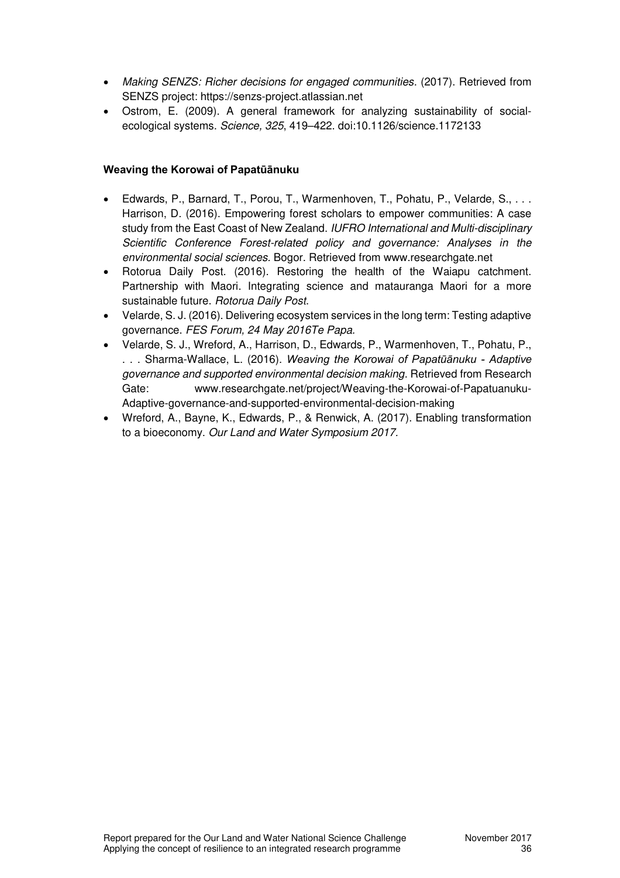- *Making SENZS: Richer decisions for engaged communities*. (2017). Retrieved from SENZS project: https://senzs-project.atlassian.net
- Ostrom, E. (2009). A general framework for analyzing sustainability of social-ecological systems. *Science, 325*, 419–422. doi:10.1126/science.1172133

**Weaving the Korowai of Papatūānuku**

- Edwards, P., Barnard, T., Porou, T., Warmenhoven, T., Pohatu, P., Velarde, S., . . . Harrison, D. (2016). Empowering forest scholars to empower communities: A case study from the East Coast of New Zealand. *IUFRO International and Multi-disciplinary Scientific Conference Forest-related policy and governance: Analyses in the environmental social sciences*. Bogor. Retrieved from www.researchgate.net
- Rotorua Daily Post. (2016). Restoring the health of the Waiapu catchment. Partnership with Maori. Integrating science and matauranga Maori for a more sustainable future. *Rotorua Daily Post*.
- Velarde, S. J. (2016). Delivering ecosystem services in the long term: Testing adaptive governance. *FES Forum, 24 May 2016Te Papa.*
- Velarde, S. J., Wreford, A., Harrison, D., Edwards, P., Warmenhoven, T., Pohatu, P., . . . Sharma-Wallace, L. (2016). *Weaving the Korowai of Papatūānuku - Adaptive governance and supported environmental decision making*. Retrieved from Research Gate: www.researchgate.net/project/Weaving-the-Korowai-of-Papatuanuku-Adaptive-governance-and-supported-environmental-decision-making
- Wreford, A., Bayne, K., Edwards, P., & Renwick, A. (2017). Enabling transformation to a bioeconomy. *Our Land and Water Symposium 2017.*